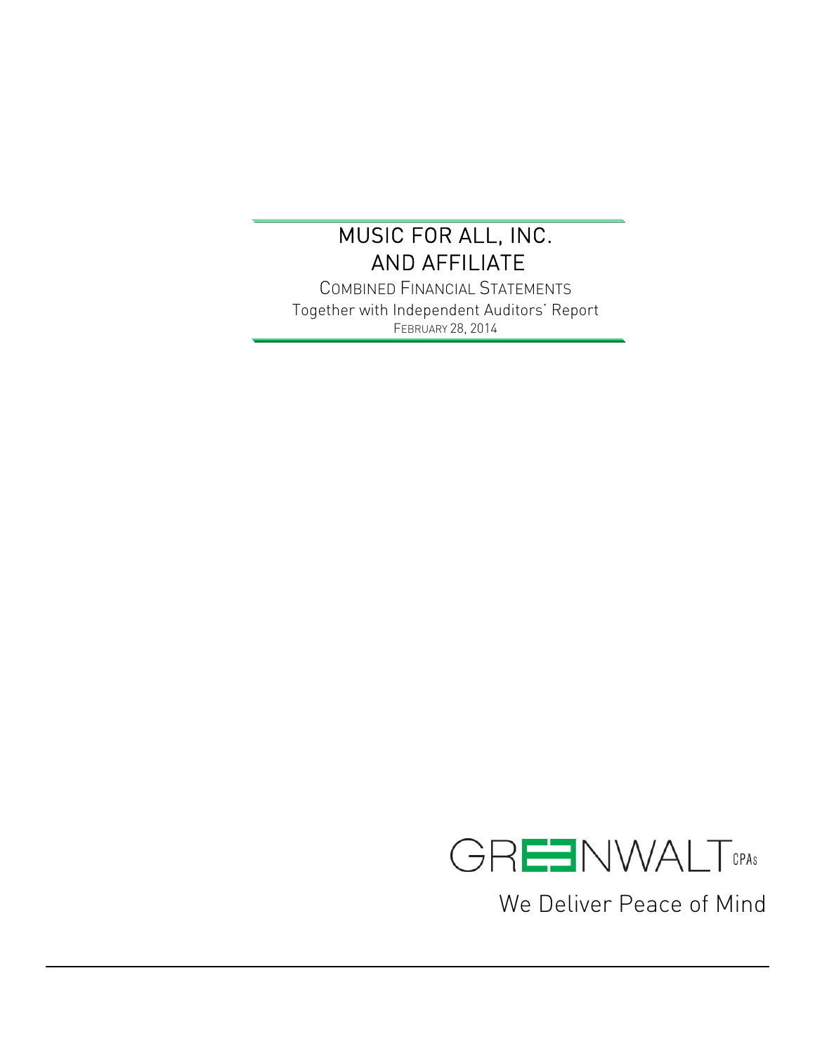# MUSIC FOR ALL, INC.
# AND AFFILIATE

COMBINED FINANCIAL STATEMENTS

Together with Independent Auditors' Report

FEBRUARY 28, 2014

GREENWALT CPAs

We Deliver Peace of Mind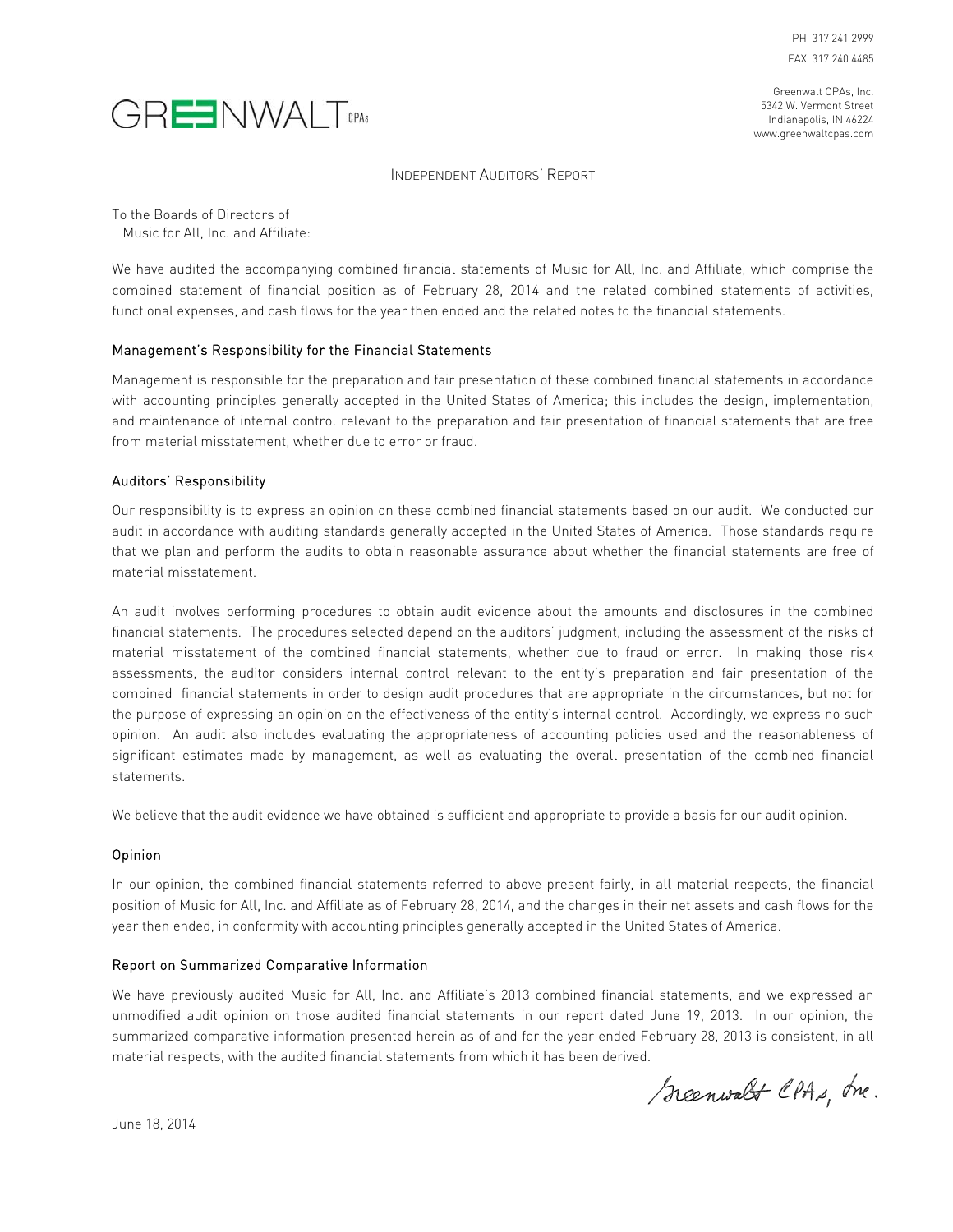PH 317 241 2999
FAX 317 240 4485

GREENWALT CPAs

Greenwalt CPAs, Inc.
5342 W. Vermont Street
Indianapolis, IN 46224
www.greenwaltcpas.com

# Independent Auditors' Report

To the Boards of Directors of
Music for All, Inc. and Affiliate:

We have audited the accompanying combined financial statements of Music for All, Inc. and Affiliate, which comprise the combined statement of financial position as of February 28, 2014 and the related combined statements of activities, functional expenses, and cash flows for the year then ended and the related notes to the financial statements.

## Management's Responsibility for the Financial Statements

Management is responsible for the preparation and fair presentation of these combined financial statements in accordance with accounting principles generally accepted in the United States of America; this includes the design, implementation, and maintenance of internal control relevant to the preparation and fair presentation of financial statements that are free from material misstatement, whether due to error or fraud.

## Auditors' Responsibility

Our responsibility is to express an opinion on these combined financial statements based on our audit. We conducted our audit in accordance with auditing standards generally accepted in the United States of America. Those standards require that we plan and perform the audits to obtain reasonable assurance about whether the financial statements are free of material misstatement.

An audit involves performing procedures to obtain audit evidence about the amounts and disclosures in the combined financial statements. The procedures selected depend on the auditors' judgment, including the assessment of the risks of material misstatement of the combined financial statements, whether due to fraud or error. In making those risk assessments, the auditor considers internal control relevant to the entity's preparation and fair presentation of the combined financial statements in order to design audit procedures that are appropriate in the circumstances, but not for the purpose of expressing an opinion on the effectiveness of the entity's internal control. Accordingly, we express no such opinion. An audit also includes evaluating the appropriateness of accounting policies used and the reasonableness of significant estimates made by management, as well as evaluating the overall presentation of the combined financial statements.

We believe that the audit evidence we have obtained is sufficient and appropriate to provide a basis for our audit opinion.

## Opinion

In our opinion, the combined financial statements referred to above present fairly, in all material respects, the financial position of Music for All, Inc. and Affiliate as of February 28, 2014, and the changes in their net assets and cash flows for the year then ended, in conformity with accounting principles generally accepted in the United States of America.

## Report on Summarized Comparative Information

We have previously audited Music for All, Inc. and Affiliate's 2013 combined financial statements, and we expressed an unmodified audit opinion on those audited financial statements in our report dated June 19, 2013. In our opinion, the summarized comparative information presented herein as of and for the year ended February 28, 2013 is consistent, in all material respects, with the audited financial statements from which it has been derived.

Greenwalt CPAs, Inc.

June 18, 2014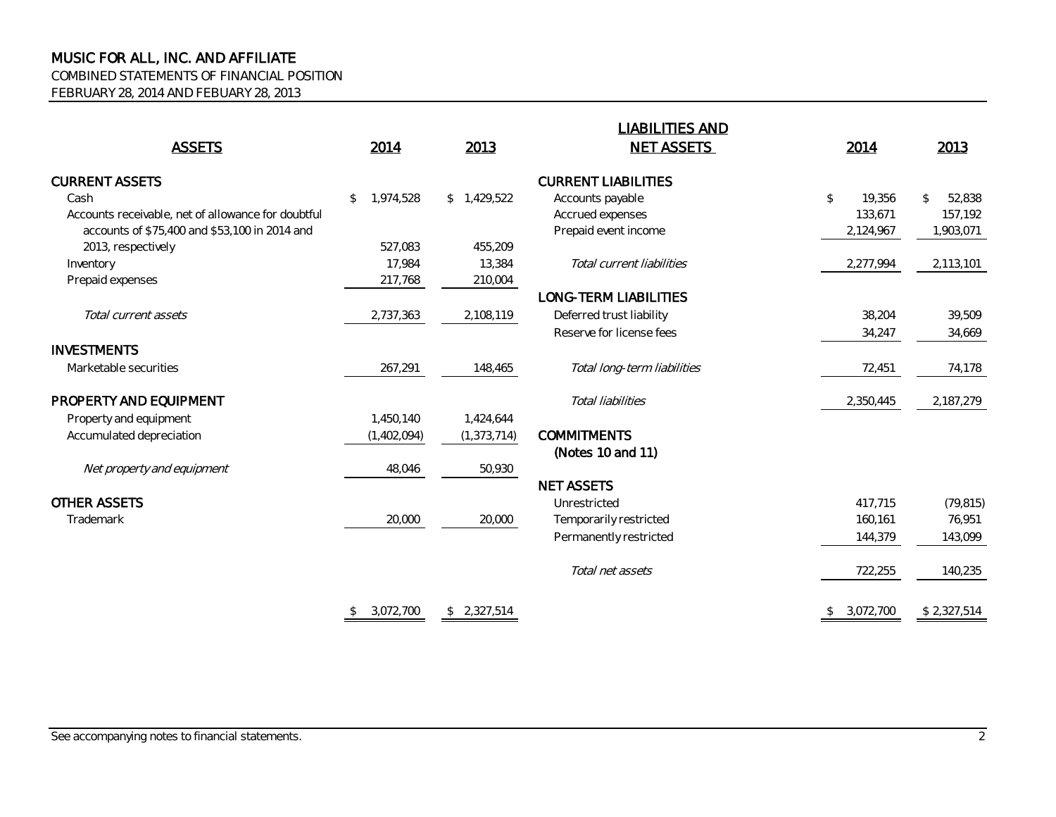# MUSIC FOR ALL, INC. AND AFFILIATE

COMBINED STATEMENTS OF FINANCIAL POSITION

FEBRUARY 28, 2014 AND FEBUARY 28, 2013

| ASSETS | 2014 | 2013 |
|---|---|---|
| **CURRENT ASSETS** | | |
| Cash | $ 1,974,528 | $ 1,429,522 |
| Accounts receivable, net of allowance for doubtful accounts of $75,400 and $53,100 in 2014 and 2013, respectively | 527,083 | 455,209 |
| Inventory | 17,984 | 13,384 |
| Prepaid expenses | 217,768 | 210,004 |
| *Total current assets* | 2,737,363 | 2,108,119 |
| **INVESTMENTS** | | |
| Marketable securities | 267,291 | 148,465 |
| **PROPERTY AND EQUIPMENT** | | |
| Property and equipment | 1,450,140 | 1,424,644 |
| Accumulated depreciation | (1,402,094) | (1,373,714) |
| *Net property and equipment* | 48,046 | 50,930 |
| **OTHER ASSETS** | | |
| Trademark | 20,000 | 20,000 |
| | $ 3,072,700 | $ 2,327,514 |

| LIABILITIES AND NET ASSETS | 2014 | 2013 |
|---|---|---|
| **CURRENT LIABILITIES** | | |
| Accounts payable | $ 19,356 | $ 52,838 |
| Accrued expenses | 133,671 | 157,192 |
| Prepaid event income | 2,124,967 | 1,903,071 |
| *Total current liabilities* | 2,277,994 | 2,113,101 |
| **LONG-TERM LIABILITIES** | | |
| Deferred trust liability | 38,204 | 39,509 |
| Reserve for license fees | 34,247 | 34,669 |
| *Total long-term liabilities* | 72,451 | 74,178 |
| *Total liabilities* | 2,350,445 | 2,187,279 |
| **COMMITMENTS (Notes 10 and 11)** | | |
| **NET ASSETS** | | |
| Unrestricted | 417,715 | (79,815) |
| Temporarily restricted | 160,161 | 76,951 |
| Permanently restricted | 144,379 | 143,099 |
| *Total net assets* | 722,255 | 140,235 |
| | $ 3,072,700 | $ 2,327,514 |

See accompanying notes to financial statements.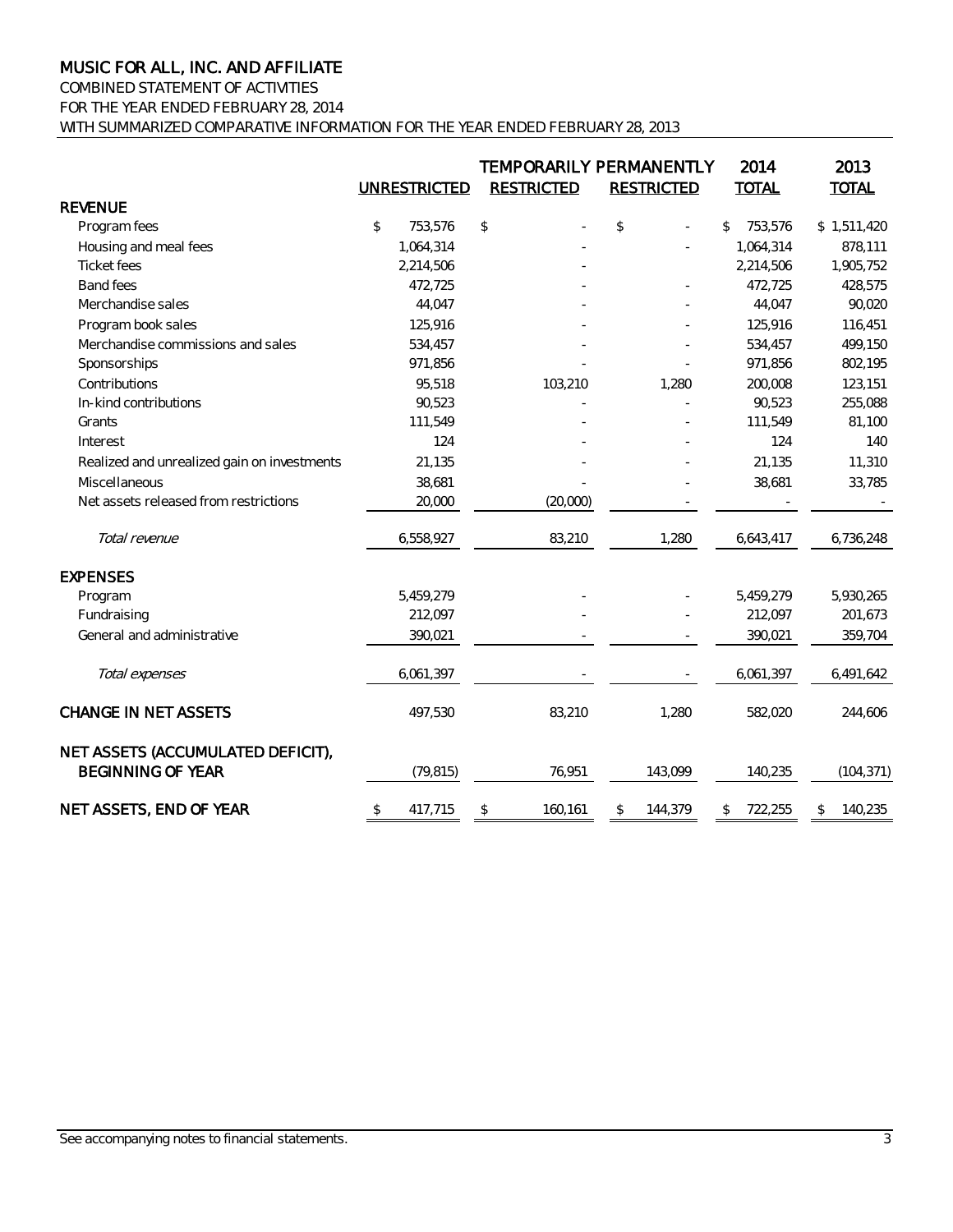# MUSIC FOR ALL, INC. AND AFFILIATE

COMBINED STATEMENT OF ACTIVITIES
FOR THE YEAR ENDED FEBRUARY 28, 2014
WITH SUMMARIZED COMPARATIVE INFORMATION FOR THE YEAR ENDED FEBRUARY 28, 2013

| | UNRESTRICTED | TEMPORARILY RESTRICTED | PERMANENTLY RESTRICTED | 2014 TOTAL | 2013 TOTAL |
|---|---|---|---|---|---|
| **REVENUE** | | | | | |
| Program fees | $ 753,576 | $ - | $ - | $ 753,576 | $ 1,511,420 |
| Housing and meal fees | 1,064,314 | - | - | 1,064,314 | 878,111 |
| Ticket fees | 2,214,506 | - | | 2,214,506 | 1,905,752 |
| Band fees | 472,725 | - | - | 472,725 | 428,575 |
| Merchandise sales | 44,047 | - | - | 44,047 | 90,020 |
| Program book sales | 125,916 | - | - | 125,916 | 116,451 |
| Merchandise commissions and sales | 534,457 | - | - | 534,457 | 499,150 |
| Sponsorships | 971,856 | - | - | 971,856 | 802,195 |
| Contributions | 95,518 | 103,210 | 1,280 | 200,008 | 123,151 |
| In-kind contributions | 90,523 | - | - | 90,523 | 255,088 |
| Grants | 111,549 | - | - | 111,549 | 81,100 |
| Interest | 124 | - | - | 124 | 140 |
| Realized and unrealized gain on investments | 21,135 | - | - | 21,135 | 11,310 |
| Miscellaneous | 38,681 | - | - | 38,681 | 33,785 |
| Net assets released from restrictions | 20,000 | (20,000) | - | - | - |
| *Total revenue* | 6,558,927 | 83,210 | 1,280 | 6,643,417 | 6,736,248 |
| **EXPENSES** | | | | | |
| Program | 5,459,279 | - | - | 5,459,279 | 5,930,265 |
| Fundraising | 212,097 | - | - | 212,097 | 201,673 |
| General and administrative | 390,021 | - | - | 390,021 | 359,704 |
| *Total expenses* | 6,061,397 | - | - | 6,061,397 | 6,491,642 |
| **CHANGE IN NET ASSETS** | 497,530 | 83,210 | 1,280 | 582,020 | 244,606 |
| **NET ASSETS (ACCUMULATED DEFICIT), BEGINNING OF YEAR** | (79,815) | 76,951 | 143,099 | 140,235 | (104,371) |
| **NET ASSETS, END OF YEAR** | $ 417,715 | $ 160,161 | $ 144,379 | $ 722,255 | $ 140,235 |

See accompanying notes to financial statements.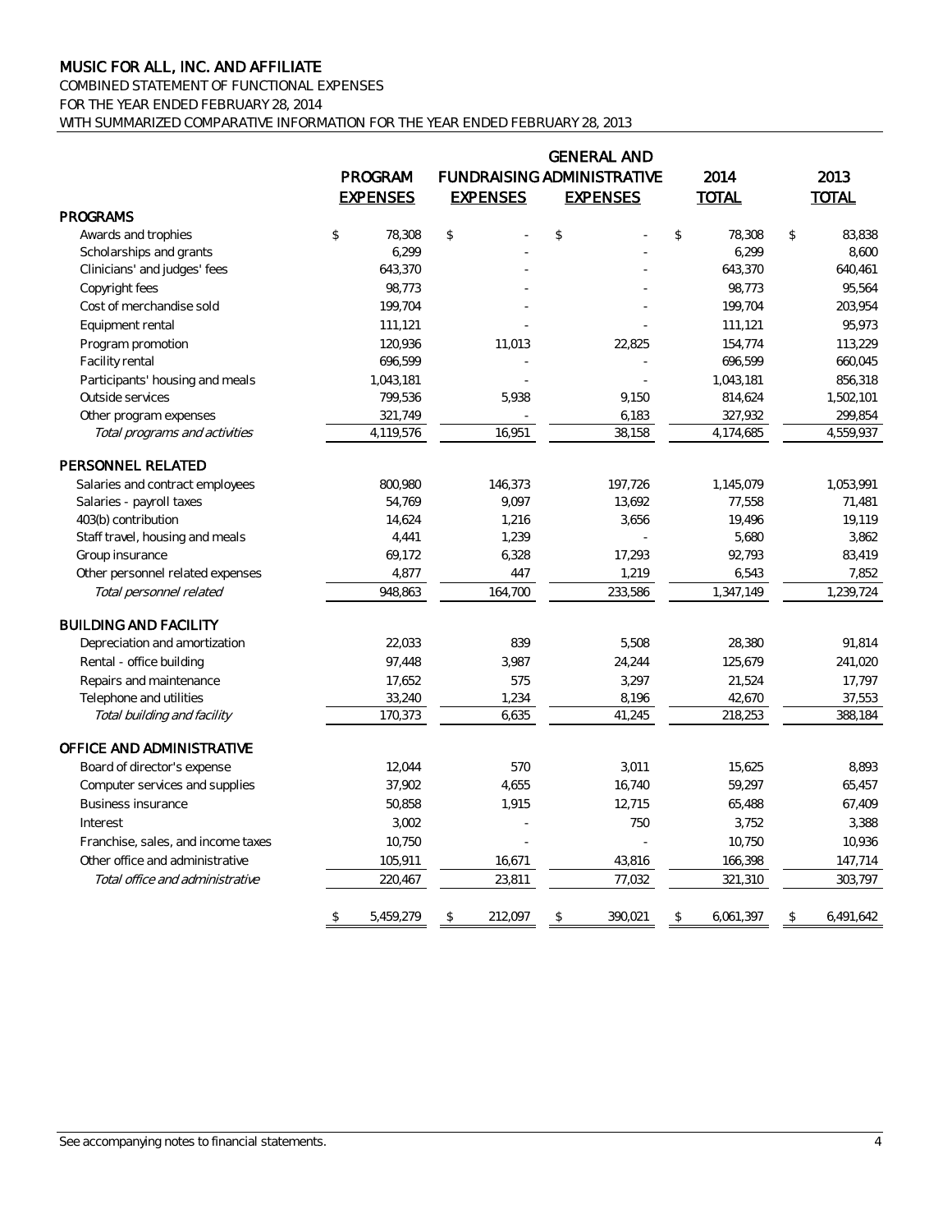# MUSIC FOR ALL, INC. AND AFFILIATE

COMBINED STATEMENT OF FUNCTIONAL EXPENSES
FOR THE YEAR ENDED FEBRUARY 28, 2014
WITH SUMMARIZED COMPARATIVE INFORMATION FOR THE YEAR ENDED FEBRUARY 28, 2013

| | PROGRAM EXPENSES | FUNDRAISING EXPENSES | GENERAL AND ADMINISTRATIVE EXPENSES | 2014 TOTAL | 2013 TOTAL |
|---|---|---|---|---|---|
| **PROGRAMS** | | | | | |
| Awards and trophies | $ 78,308 | $ - | $ - | $ 78,308 | $ 83,838 |
| Scholarships and grants | 6,299 | - | - | 6,299 | 8,600 |
| Clinicians' and judges' fees | 643,370 | - | - | 643,370 | 640,461 |
| Copyright fees | 98,773 | - | - | 98,773 | 95,564 |
| Cost of merchandise sold | 199,704 | - | - | 199,704 | 203,954 |
| Equipment rental | 111,121 | - | - | 111,121 | 95,973 |
| Program promotion | 120,936 | 11,013 | 22,825 | 154,774 | 113,229 |
| Facility rental | 696,599 | - | - | 696,599 | 660,045 |
| Participants' housing and meals | 1,043,181 | - | - | 1,043,181 | 856,318 |
| Outside services | 799,536 | 5,938 | 9,150 | 814,624 | 1,502,101 |
| Other program expenses | 321,749 | - | 6,183 | 327,932 | 299,854 |
| *Total programs and activities* | 4,119,576 | 16,951 | 38,158 | 4,174,685 | 4,559,937 |
| **PERSONNEL RELATED** | | | | | |
| Salaries and contract employees | 800,980 | 146,373 | 197,726 | 1,145,079 | 1,053,991 |
| Salaries - payroll taxes | 54,769 | 9,097 | 13,692 | 77,558 | 71,481 |
| 403(b) contribution | 14,624 | 1,216 | 3,656 | 19,496 | 19,119 |
| Staff travel, housing and meals | 4,441 | 1,239 | - | 5,680 | 3,862 |
| Group insurance | 69,172 | 6,328 | 17,293 | 92,793 | 83,419 |
| Other personnel related expenses | 4,877 | 447 | 1,219 | 6,543 | 7,852 |
| *Total personnel related* | 948,863 | 164,700 | 233,586 | 1,347,149 | 1,239,724 |
| **BUILDING AND FACILITY** | | | | | |
| Depreciation and amortization | 22,033 | 839 | 5,508 | 28,380 | 91,814 |
| Rental - office building | 97,448 | 3,987 | 24,244 | 125,679 | 241,020 |
| Repairs and maintenance | 17,652 | 575 | 3,297 | 21,524 | 17,797 |
| Telephone and utilities | 33,240 | 1,234 | 8,196 | 42,670 | 37,553 |
| *Total building and facility* | 170,373 | 6,635 | 41,245 | 218,253 | 388,184 |
| **OFFICE AND ADMINISTRATIVE** | | | | | |
| Board of director's expense | 12,044 | 570 | 3,011 | 15,625 | 8,893 |
| Computer services and supplies | 37,902 | 4,655 | 16,740 | 59,297 | 65,457 |
| Business insurance | 50,858 | 1,915 | 12,715 | 65,488 | 67,409 |
| Interest | 3,002 | - | 750 | 3,752 | 3,388 |
| Franchise, sales, and income taxes | 10,750 | - | - | 10,750 | 10,936 |
| Other office and administrative | 105,911 | 16,671 | 43,816 | 166,398 | 147,714 |
| *Total office and administrative* | 220,467 | 23,811 | 77,032 | 321,310 | 303,797 |
| | $ 5,459,279 | $ 212,097 | $ 390,021 | $ 6,061,397 | $ 6,491,642 |

See accompanying notes to financial statements.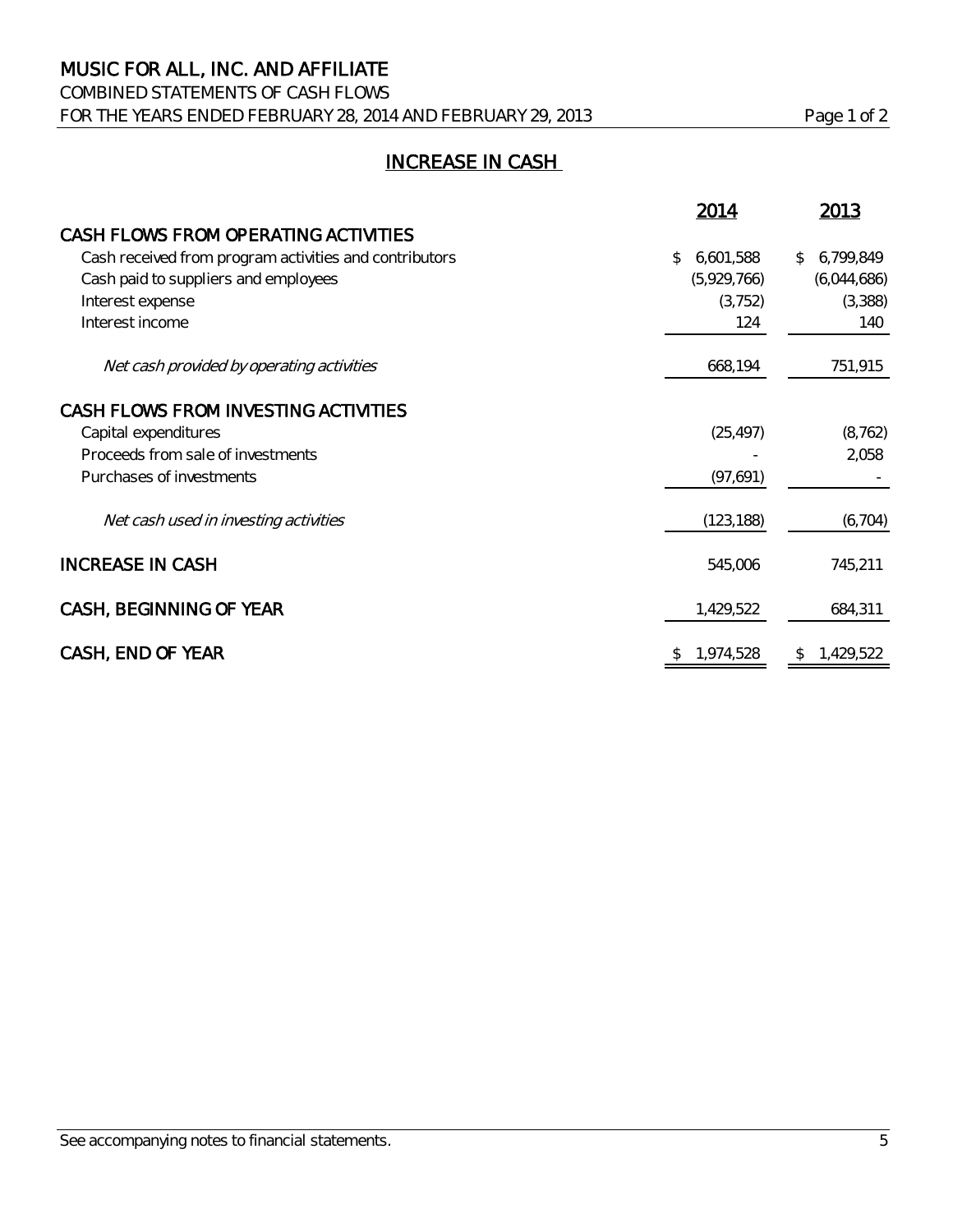# MUSIC FOR ALL, INC. AND AFFILIATE

COMBINED STATEMENTS OF CASH FLOWS

FOR THE YEARS ENDED FEBRUARY 28, 2014 AND FEBRUARY 29, 2013

## INCREASE IN CASH

| | 2014 | 2013 |
|---|---|---|
| **CASH FLOWS FROM OPERATING ACTIVITIES** | | |
| Cash received from program activities and contributors | $ 6,601,588 | $ 6,799,849 |
| Cash paid to suppliers and employees | (5,929,766) | (6,044,686) |
| Interest expense | (3,752) | (3,388) |
| Interest income | 124 | 140 |
| *Net cash provided by operating activities* | 668,194 | 751,915 |
| **CASH FLOWS FROM INVESTING ACTIVITIES** | | |
| Capital expenditures | (25,497) | (8,762) |
| Proceeds from sale of investments | - | 2,058 |
| Purchases of investments | (97,691) | - |
| *Net cash used in investing activities* | (123,188) | (6,704) |
| **INCREASE IN CASH** | 545,006 | 745,211 |
| **CASH, BEGINNING OF YEAR** | 1,429,522 | 684,311 |
| **CASH, END OF YEAR** | $ 1,974,528 | $ 1,429,522 |

See accompanying notes to financial statements.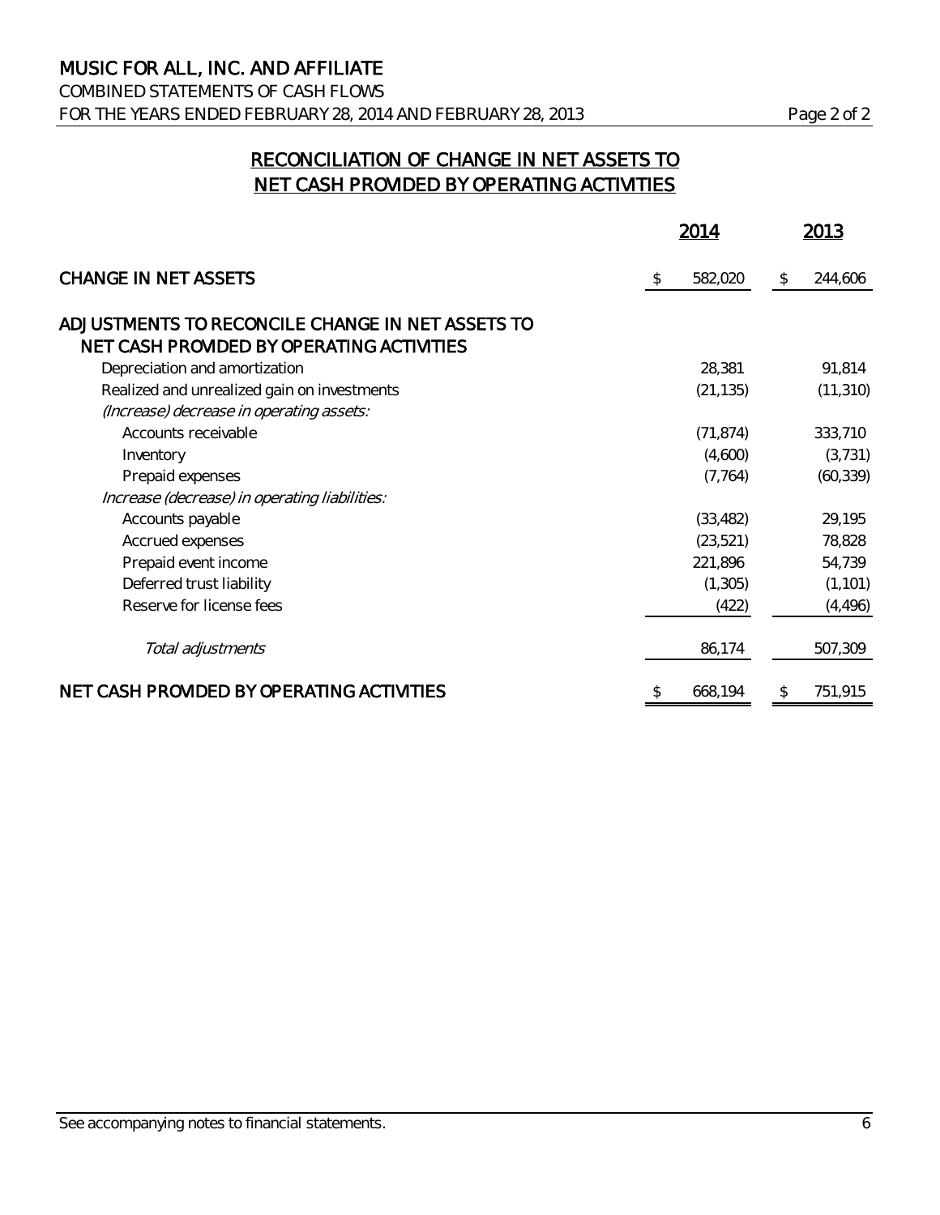# MUSIC FOR ALL, INC. AND AFFILIATE

COMBINED STATEMENTS OF CASH FLOWS

FOR THE YEARS ENDED FEBRUARY 28, 2014 AND FEBRUARY 28, 2013

## RECONCILIATION OF CHANGE IN NET ASSETS TO NET CASH PROVIDED BY OPERATING ACTIVITIES

| | 2014 | 2013 |
|---|---|---|
| CHANGE IN NET ASSETS | $ 582,020 | $ 244,606 |
| ADJUSTMENTS TO RECONCILE CHANGE IN NET ASSETS TO NET CASH PROVIDED BY OPERATING ACTIVITIES | | |
| Depreciation and amortization | 28,381 | 91,814 |
| Realized and unrealized gain on investments | (21,135) | (11,310) |
| *(Increase) decrease in operating assets:* | | |
| Accounts receivable | (71,874) | 333,710 |
| Inventory | (4,600) | (3,731) |
| Prepaid expenses | (7,764) | (60,339) |
| *Increase (decrease) in operating liabilities:* | | |
| Accounts payable | (33,482) | 29,195 |
| Accrued expenses | (23,521) | 78,828 |
| Prepaid event income | 221,896 | 54,739 |
| Deferred trust liability | (1,305) | (1,101) |
| Reserve for license fees | (422) | (4,496) |
| *Total adjustments* | 86,174 | 507,309 |
| NET CASH PROVIDED BY OPERATING ACTIVITIES | $ 668,194 | $ 751,915 |

See accompanying notes to financial statements.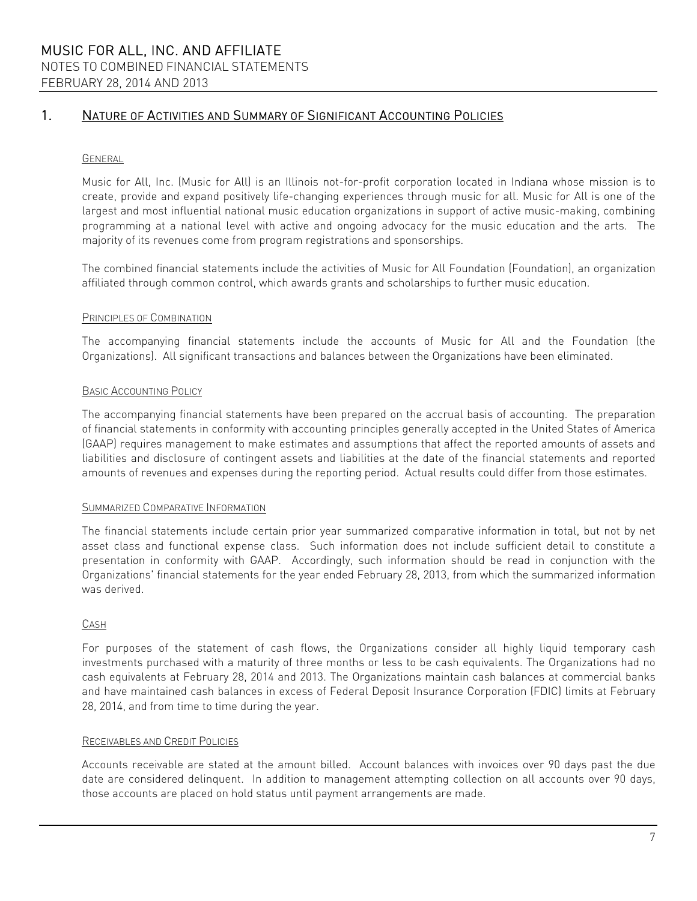# MUSIC FOR ALL, INC. AND AFFILIATE

NOTES TO COMBINED FINANCIAL STATEMENTS

FEBRUARY 28, 2014 AND 2013

## 1. Nature of Activities and Summary of Significant Accounting Policies

### General

Music for All, Inc. (Music for All) is an Illinois not-for-profit corporation located in Indiana whose mission is to create, provide and expand positively life-changing experiences through music for all. Music for All is one of the largest and most influential national music education organizations in support of active music-making, combining programming at a national level with active and ongoing advocacy for the music education and the arts. The majority of its revenues come from program registrations and sponsorships.

The combined financial statements include the activities of Music for All Foundation (Foundation), an organization affiliated through common control, which awards grants and scholarships to further music education.

### Principles of Combination

The accompanying financial statements include the accounts of Music for All and the Foundation (the Organizations). All significant transactions and balances between the Organizations have been eliminated.

### Basic Accounting Policy

The accompanying financial statements have been prepared on the accrual basis of accounting. The preparation of financial statements in conformity with accounting principles generally accepted in the United States of America (GAAP) requires management to make estimates and assumptions that affect the reported amounts of assets and liabilities and disclosure of contingent assets and liabilities at the date of the financial statements and reported amounts of revenues and expenses during the reporting period. Actual results could differ from those estimates.

### Summarized Comparative Information

The financial statements include certain prior year summarized comparative information in total, but not by net asset class and functional expense class. Such information does not include sufficient detail to constitute a presentation in conformity with GAAP. Accordingly, such information should be read in conjunction with the Organizations' financial statements for the year ended February 28, 2013, from which the summarized information was derived.

### Cash

For purposes of the statement of cash flows, the Organizations consider all highly liquid temporary cash investments purchased with a maturity of three months or less to be cash equivalents. The Organizations had no cash equivalents at February 28, 2014 and 2013. The Organizations maintain cash balances at commercial banks and have maintained cash balances in excess of Federal Deposit Insurance Corporation (FDIC) limits at February 28, 2014, and from time to time during the year.

### Receivables and Credit Policies

Accounts receivable are stated at the amount billed. Account balances with invoices over 90 days past the due date are considered delinquent. In addition to management attempting collection on all accounts over 90 days, those accounts are placed on hold status until payment arrangements are made.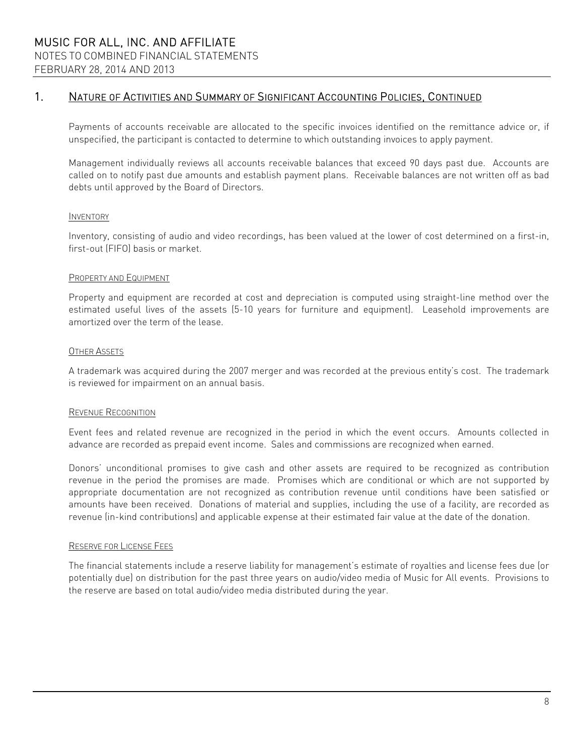## 1. Nature of Activities and Summary of Significant Accounting Policies, Continued

Payments of accounts receivable are allocated to the specific invoices identified on the remittance advice or, if unspecified, the participant is contacted to determine to which outstanding invoices to apply payment.

Management individually reviews all accounts receivable balances that exceed 90 days past due. Accounts are called on to notify past due amounts and establish payment plans. Receivable balances are not written off as bad debts until approved by the Board of Directors.

### Inventory

Inventory, consisting of audio and video recordings, has been valued at the lower of cost determined on a first-in, first-out (FIFO) basis or market.

### Property and Equipment

Property and equipment are recorded at cost and depreciation is computed using straight-line method over the estimated useful lives of the assets (5-10 years for furniture and equipment). Leasehold improvements are amortized over the term of the lease.

### Other Assets

A trademark was acquired during the 2007 merger and was recorded at the previous entity's cost. The trademark is reviewed for impairment on an annual basis.

### Revenue Recognition

Event fees and related revenue are recognized in the period in which the event occurs. Amounts collected in advance are recorded as prepaid event income. Sales and commissions are recognized when earned.

Donors' unconditional promises to give cash and other assets are required to be recognized as contribution revenue in the period the promises are made. Promises which are conditional or which are not supported by appropriate documentation are not recognized as contribution revenue until conditions have been satisfied or amounts have been received. Donations of material and supplies, including the use of a facility, are recorded as revenue (in-kind contributions) and applicable expense at their estimated fair value at the date of the donation.

### Reserve for License Fees

The financial statements include a reserve liability for management's estimate of royalties and license fees due (or potentially due) on distribution for the past three years on audio/video media of Music for All events. Provisions to the reserve are based on total audio/video media distributed during the year.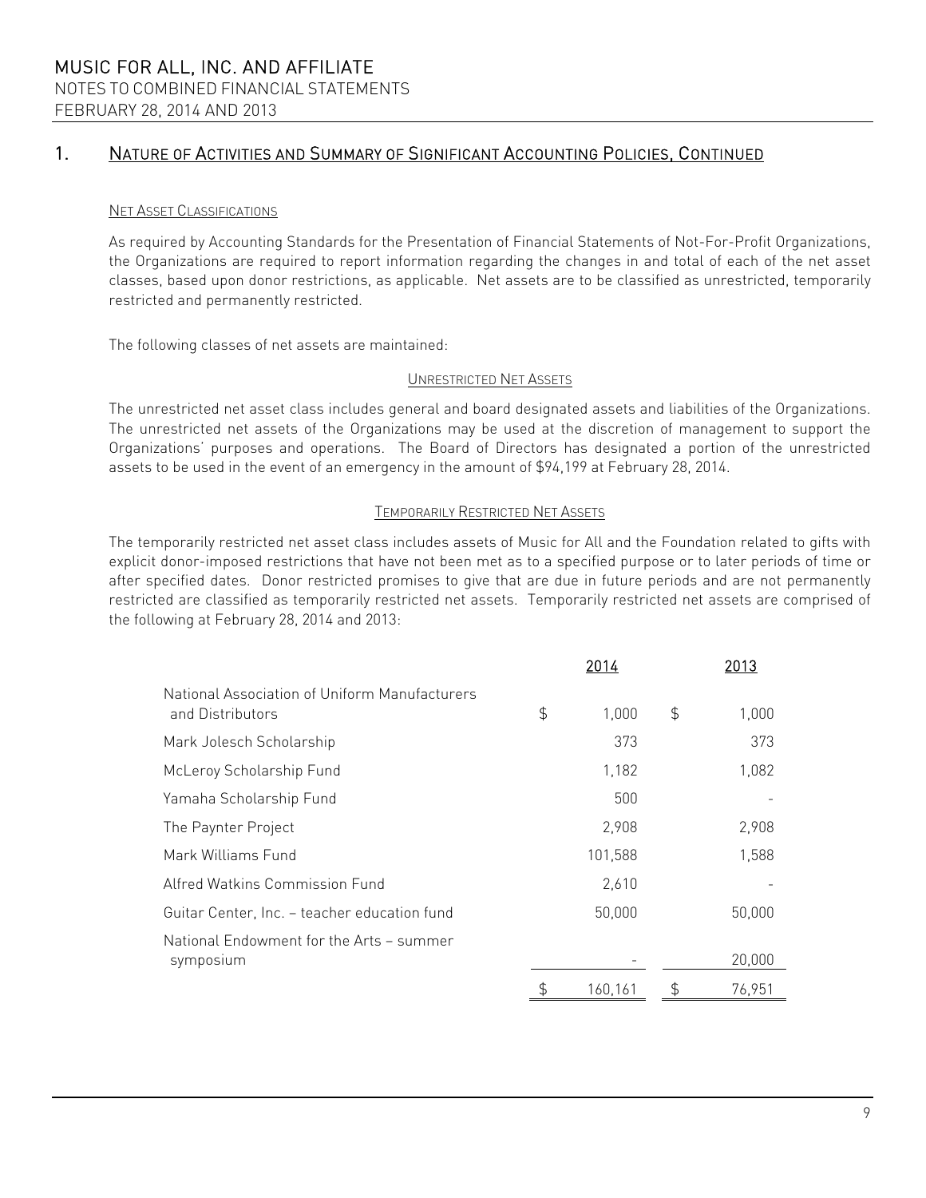MUSIC FOR ALL, INC. AND AFFILIATE
NOTES TO COMBINED FINANCIAL STATEMENTS
FEBRUARY 28, 2014 AND 2013

## 1. NATURE OF ACTIVITIES AND SUMMARY OF SIGNIFICANT ACCOUNTING POLICIES, CONTINUED

### NET ASSET CLASSIFICATIONS

As required by Accounting Standards for the Presentation of Financial Statements of Not-For-Profit Organizations, the Organizations are required to report information regarding the changes in and total of each of the net asset classes, based upon donor restrictions, as applicable. Net assets are to be classified as unrestricted, temporarily restricted and permanently restricted.

The following classes of net assets are maintained:

#### UNRESTRICTED NET ASSETS

The unrestricted net asset class includes general and board designated assets and liabilities of the Organizations. The unrestricted net assets of the Organizations may be used at the discretion of management to support the Organizations' purposes and operations. The Board of Directors has designated a portion of the unrestricted assets to be used in the event of an emergency in the amount of $94,199 at February 28, 2014.

#### TEMPORARILY RESTRICTED NET ASSETS

The temporarily restricted net asset class includes assets of Music for All and the Foundation related to gifts with explicit donor-imposed restrictions that have not been met as to a specified purpose or to later periods of time or after specified dates. Donor restricted promises to give that are due in future periods and are not permanently restricted are classified as temporarily restricted net assets. Temporarily restricted net assets are comprised of the following at February 28, 2014 and 2013:

| | 2014 | 2013 |
|---|---|---|
| National Association of Uniform Manufacturers and Distributors | $ 1,000 | $ 1,000 |
| Mark Jolesch Scholarship | 373 | 373 |
| McLeroy Scholarship Fund | 1,182 | 1,082 |
| Yamaha Scholarship Fund | 500 | - |
| The Paynter Project | 2,908 | 2,908 |
| Mark Williams Fund | 101,588 | 1,588 |
| Alfred Watkins Commission Fund | 2,610 | - |
| Guitar Center, Inc. – teacher education fund | 50,000 | 50,000 |
| National Endowment for the Arts – summer symposium | - | 20,000 |
| | $ 160,161 | $ 76,951 |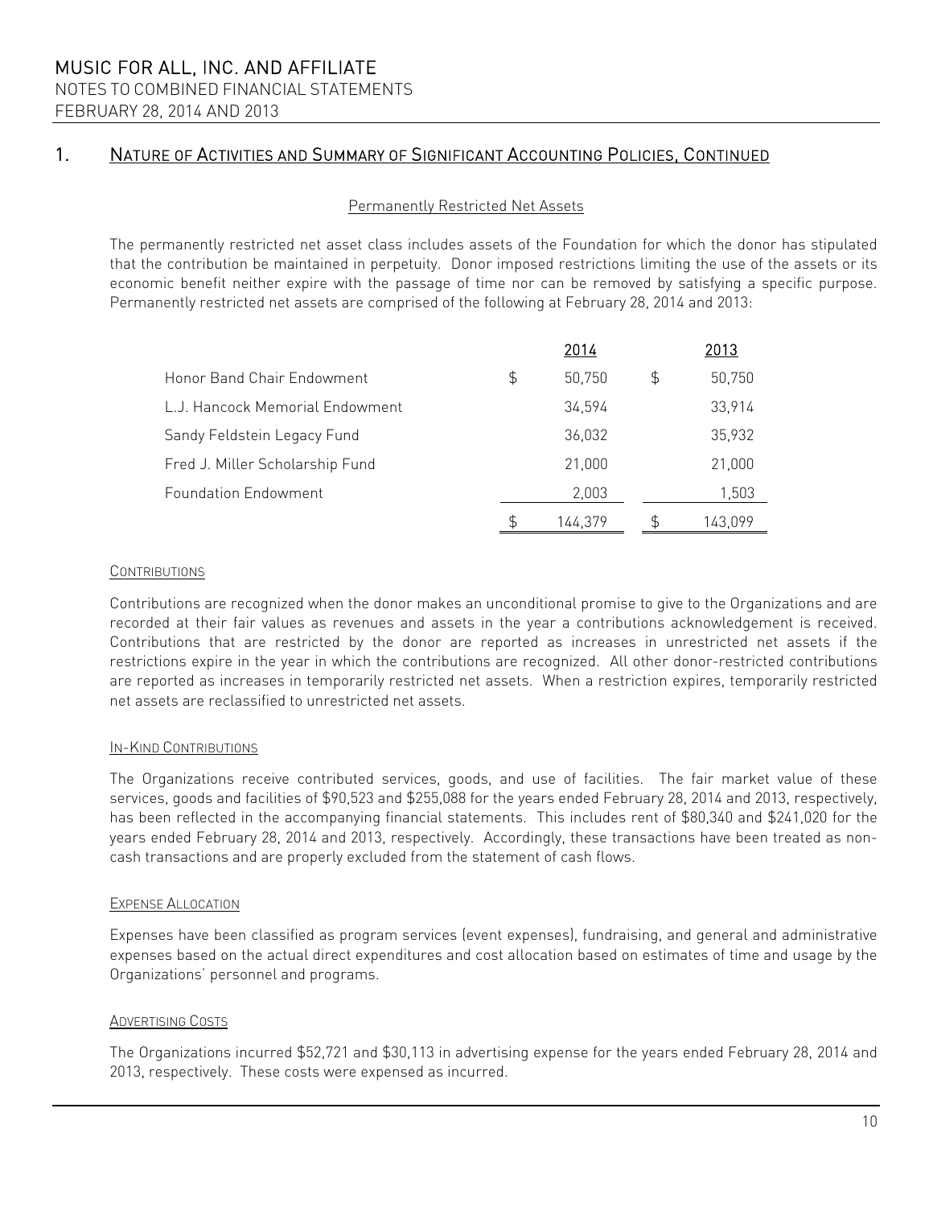## 1. Nature of Activities and Summary of Significant Accounting Policies, Continued

### Permanently Restricted Net Assets

The permanently restricted net asset class includes assets of the Foundation for which the donor has stipulated that the contribution be maintained in perpetuity. Donor imposed restrictions limiting the use of the assets or its economic benefit neither expire with the passage of time nor can be removed by satisfying a specific purpose. Permanently restricted net assets are comprised of the following at February 28, 2014 and 2013:

| | 2014 | 2013 |
|---|---|---|
| Honor Band Chair Endowment | $ 50,750 | $ 50,750 |
| L.J. Hancock Memorial Endowment | 34,594 | 33,914 |
| Sandy Feldstein Legacy Fund | 36,032 | 35,932 |
| Fred J. Miller Scholarship Fund | 21,000 | 21,000 |
| Foundation Endowment | 2,003 | 1,503 |
| | $ 144,379 | $ 143,099 |

### Contributions

Contributions are recognized when the donor makes an unconditional promise to give to the Organizations and are recorded at their fair values as revenues and assets in the year a contributions acknowledgement is received. Contributions that are restricted by the donor are reported as increases in unrestricted net assets if the restrictions expire in the year in which the contributions are recognized. All other donor-restricted contributions are reported as increases in temporarily restricted net assets. When a restriction expires, temporarily restricted net assets are reclassified to unrestricted net assets.

### In-Kind Contributions

The Organizations receive contributed services, goods, and use of facilities. The fair market value of these services, goods and facilities of $90,523 and $255,088 for the years ended February 28, 2014 and 2013, respectively, has been reflected in the accompanying financial statements. This includes rent of $80,340 and $241,020 for the years ended February 28, 2014 and 2013, respectively. Accordingly, these transactions have been treated as non-cash transactions and are properly excluded from the statement of cash flows.

### Expense Allocation

Expenses have been classified as program services (event expenses), fundraising, and general and administrative expenses based on the actual direct expenditures and cost allocation based on estimates of time and usage by the Organizations' personnel and programs.

### Advertising Costs

The Organizations incurred $52,721 and $30,113 in advertising expense for the years ended February 28, 2014 and 2013, respectively. These costs were expensed as incurred.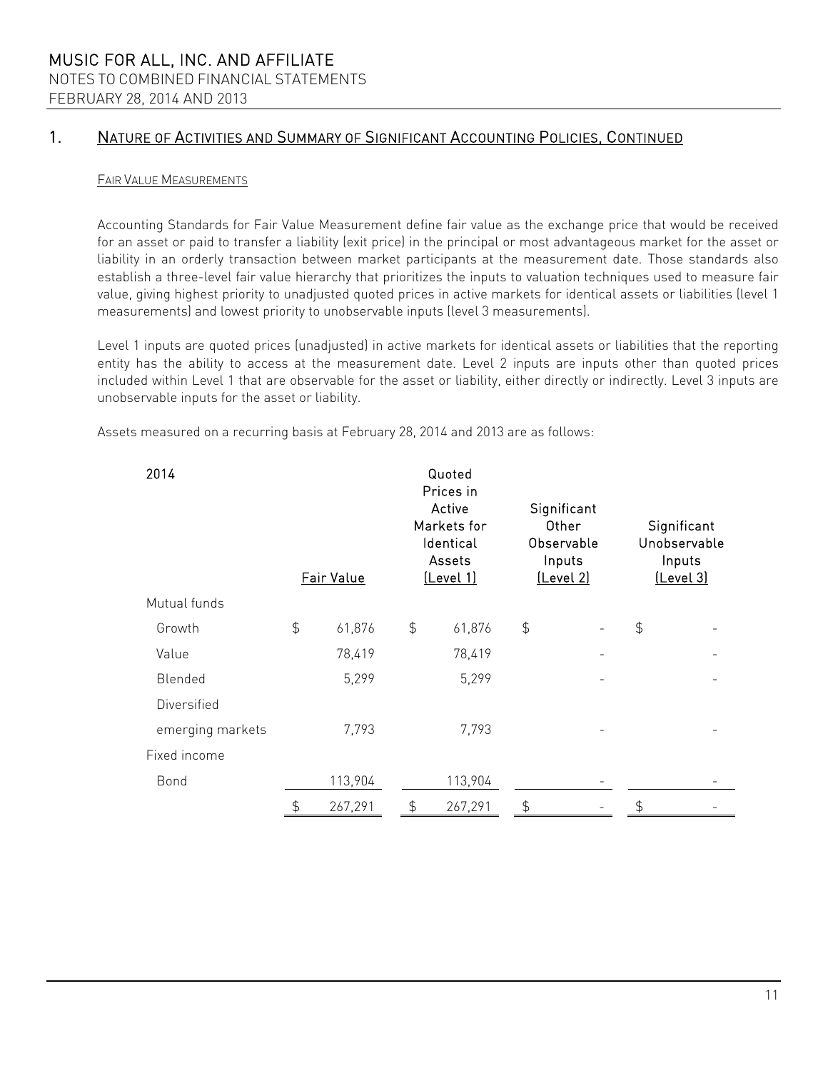MUSIC FOR ALL, INC. AND AFFILIATE
NOTES TO COMBINED FINANCIAL STATEMENTS
FEBRUARY 28, 2014 AND 2013

## 1. Nature of Activities and Summary of Significant Accounting Policies, Continued

### Fair Value Measurements

Accounting Standards for Fair Value Measurement define fair value as the exchange price that would be received for an asset or paid to transfer a liability (exit price) in the principal or most advantageous market for the asset or liability in an orderly transaction between market participants at the measurement date. Those standards also establish a three-level fair value hierarchy that prioritizes the inputs to valuation techniques used to measure fair value, giving highest priority to unadjusted quoted prices in active markets for identical assets or liabilities (level 1 measurements) and lowest priority to unobservable inputs (level 3 measurements).

Level 1 inputs are quoted prices (unadjusted) in active markets for identical assets or liabilities that the reporting entity has the ability to access at the measurement date. Level 2 inputs are inputs other than quoted prices included within Level 1 that are observable for the asset or liability, either directly or indirectly. Level 3 inputs are unobservable inputs for the asset or liability.

Assets measured on a recurring basis at February 28, 2014 and 2013 are as follows:

| 2014 | Fair Value | Quoted Prices in Active Markets for Identical Assets (Level 1) | Significant Other Observable Inputs (Level 2) | Significant Unobservable Inputs (Level 3) |
|---|---|---|---|---|
| Mutual funds | | | | |
| Growth | $ 61,876 | $ 61,876 | $ - | $ - |
| Value | 78,419 | 78,419 | - | - |
| Blended | 5,299 | 5,299 | - | - |
| Diversified emerging markets | 7,793 | 7,793 | - | - |
| Fixed income | | | | |
| Bond | 113,904 | 113,904 | - | - |
| | $ 267,291 | $ 267,291 | $ - | $ - |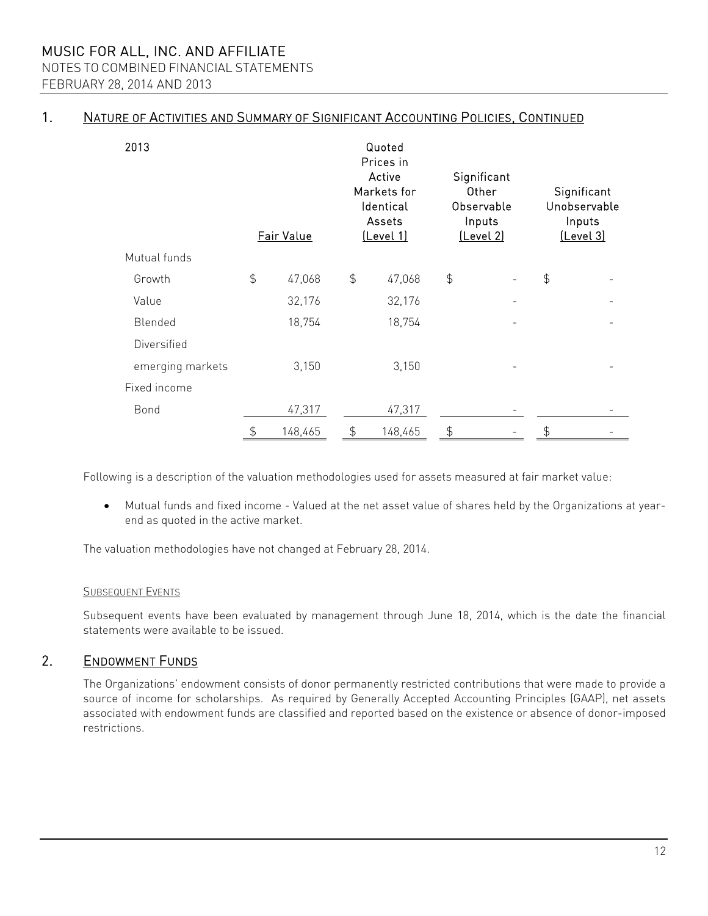## 1. Nature of Activities and Summary of Significant Accounting Policies, Continued

| 2013 | Fair Value | Quoted Prices in Active Markets for Identical Assets (Level 1) | Significant Other Observable Inputs (Level 2) | Significant Unobservable Inputs (Level 3) |
|---|---|---|---|---|
| Mutual funds | | | | |
| Growth | $ 47,068 | $ 47,068 | $ - | $ - |
| Value | 32,176 | 32,176 | - | - |
| Blended | 18,754 | 18,754 | - | - |
| Diversified emerging markets | 3,150 | 3,150 | - | - |
| Fixed income | | | | |
| Bond | 47,317 | 47,317 | - | - |
| | $ 148,465 | $ 148,465 | $ - | $ - |

Following is a description of the valuation methodologies used for assets measured at fair market value:

- Mutual funds and fixed income - Valued at the net asset value of shares held by the Organizations at year-end as quoted in the active market.

The valuation methodologies have not changed at February 28, 2014.

### Subsequent Events

Subsequent events have been evaluated by management through June 18, 2014, which is the date the financial statements were available to be issued.

## 2. Endowment Funds

The Organizations' endowment consists of donor permanently restricted contributions that were made to provide a source of income for scholarships. As required by Generally Accepted Accounting Principles (GAAP), net assets associated with endowment funds are classified and reported based on the existence or absence of donor-imposed restrictions.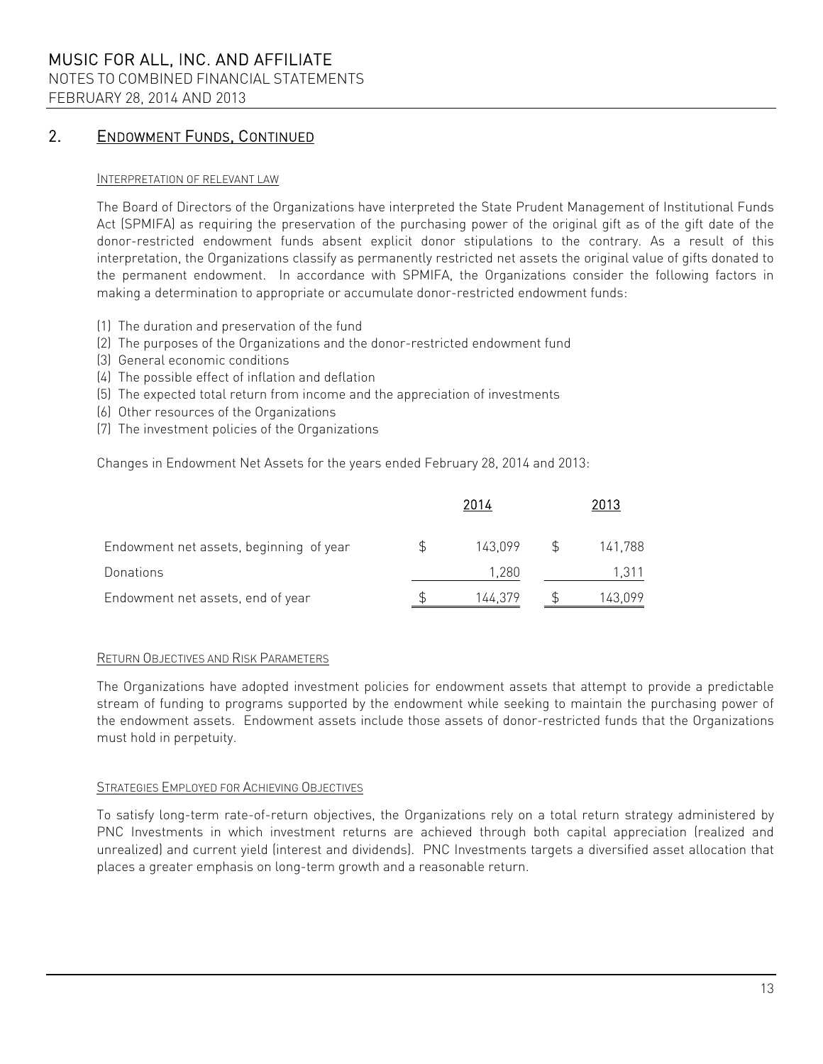## 2. Endowment Funds, Continued

### Interpretation of relevant law

The Board of Directors of the Organizations have interpreted the State Prudent Management of Institutional Funds Act (SPMIFA) as requiring the preservation of the purchasing power of the original gift as of the gift date of the donor-restricted endowment funds absent explicit donor stipulations to the contrary. As a result of this interpretation, the Organizations classify as permanently restricted net assets the original value of gifts donated to the permanent endowment. In accordance with SPMIFA, the Organizations consider the following factors in making a determination to appropriate or accumulate donor-restricted endowment funds:

(1) The duration and preservation of the fund
(2) The purposes of the Organizations and the donor-restricted endowment fund
(3) General economic conditions
(4) The possible effect of inflation and deflation
(5) The expected total return from income and the appreciation of investments
(6) Other resources of the Organizations
(7) The investment policies of the Organizations

Changes in Endowment Net Assets for the years ended February 28, 2014 and 2013:

| | 2014 | 2013 |
|---|---|---|
| Endowment net assets, beginning of year | $ 143,099 | $ 141,788 |
| Donations | 1,280 | 1,311 |
| Endowment net assets, end of year | $ 144,379 | $ 143,099 |

### Return Objectives and Risk Parameters

The Organizations have adopted investment policies for endowment assets that attempt to provide a predictable stream of funding to programs supported by the endowment while seeking to maintain the purchasing power of the endowment assets. Endowment assets include those assets of donor-restricted funds that the Organizations must hold in perpetuity.

### Strategies Employed for Achieving Objectives

To satisfy long-term rate-of-return objectives, the Organizations rely on a total return strategy administered by PNC Investments in which investment returns are achieved through both capital appreciation (realized and unrealized) and current yield (interest and dividends). PNC Investments targets a diversified asset allocation that places a greater emphasis on long-term growth and a reasonable return.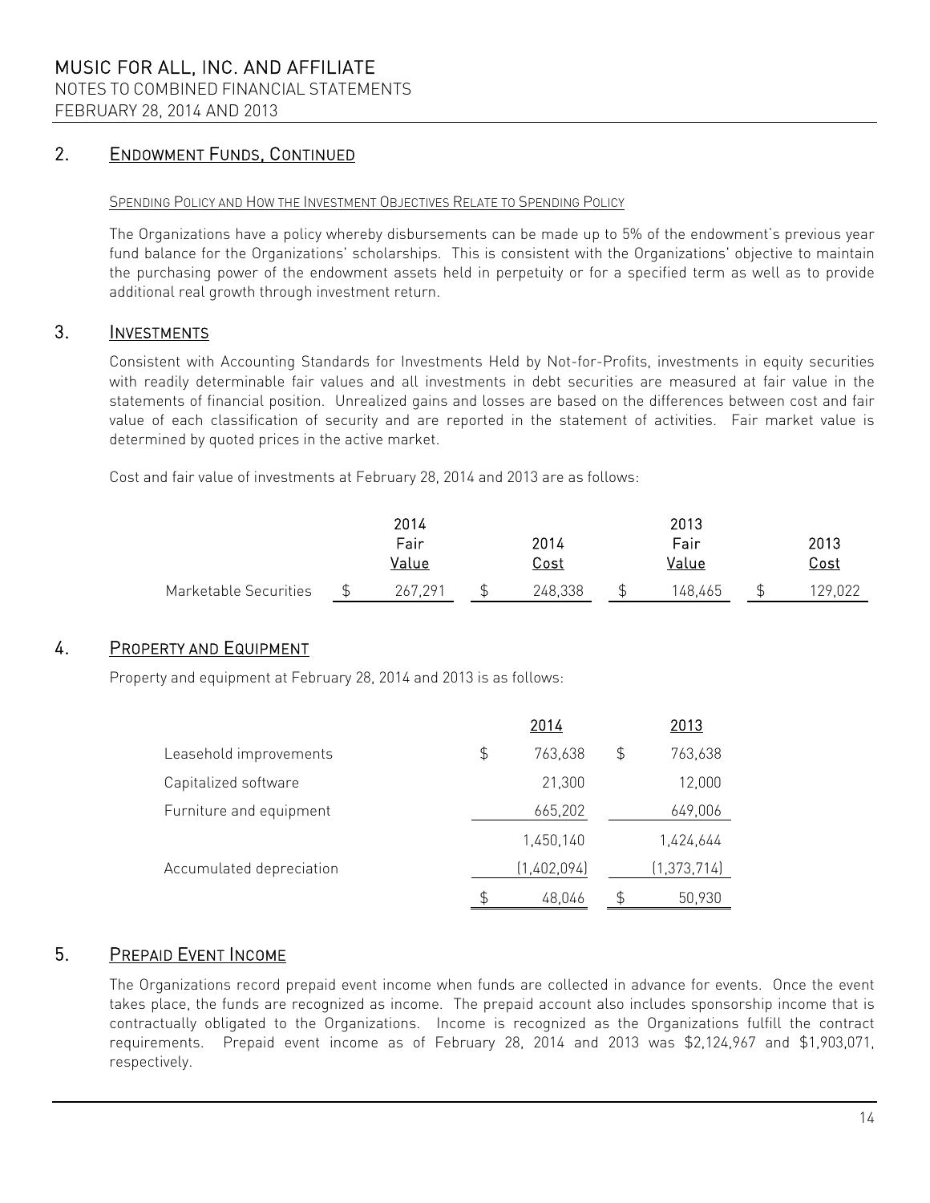## 2. Endowment Funds, Continued

Spending Policy and How the Investment Objectives Relate to Spending Policy

The Organizations have a policy whereby disbursements can be made up to 5% of the endowment's previous year fund balance for the Organizations' scholarships. This is consistent with the Organizations' objective to maintain the purchasing power of the endowment assets held in perpetuity or for a specified term as well as to provide additional real growth through investment return.

## 3. Investments

Consistent with Accounting Standards for Investments Held by Not-for-Profits, investments in equity securities with readily determinable fair values and all investments in debt securities are measured at fair value in the statements of financial position. Unrealized gains and losses are based on the differences between cost and fair value of each classification of security and are reported in the statement of activities. Fair market value is determined by quoted prices in the active market.

Cost and fair value of investments at February 28, 2014 and 2013 are as follows:

| | 2014 Fair Value | 2014 Cost | 2013 Fair Value | 2013 Cost |
|---|---|---|---|---|
| Marketable Securities | $ 267,291 | $ 248,338 | $ 148,465 | $ 129,022 |

## 4. Property and Equipment

Property and equipment at February 28, 2014 and 2013 is as follows:

| | 2014 | 2013 |
|---|---|---|
| Leasehold improvements | $ 763,638 | $ 763,638 |
| Capitalized software | 21,300 | 12,000 |
| Furniture and equipment | 665,202 | 649,006 |
| | 1,450,140 | 1,424,644 |
| Accumulated depreciation | (1,402,094) | (1,373,714) |
| | $ 48,046 | $ 50,930 |

## 5. Prepaid Event Income

The Organizations record prepaid event income when funds are collected in advance for events. Once the event takes place, the funds are recognized as income. The prepaid account also includes sponsorship income that is contractually obligated to the Organizations. Income is recognized as the Organizations fulfill the contract requirements. Prepaid event income as of February 28, 2014 and 2013 was $2,124,967 and $1,903,071, respectively.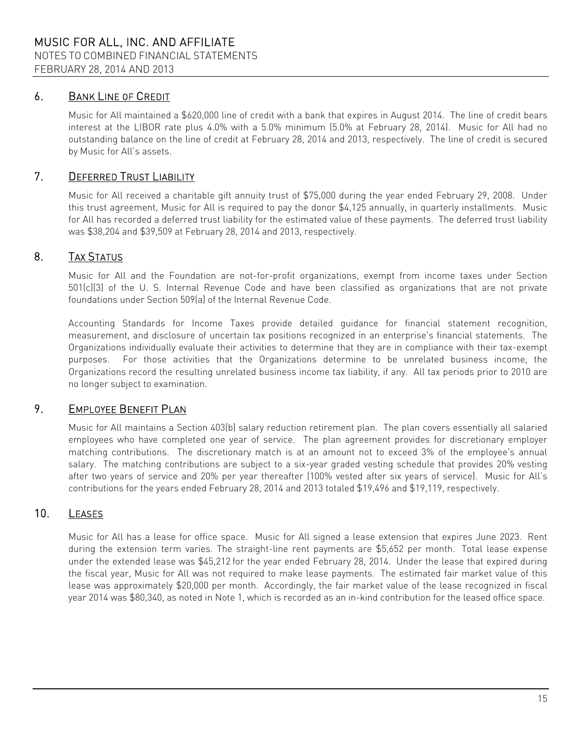## 6. Bank Line of Credit

Music for All maintained a $620,000 line of credit with a bank that expires in August 2014. The line of credit bears interest at the LIBOR rate plus 4.0% with a 5.0% minimum (5.0% at February 28, 2014). Music for All had no outstanding balance on the line of credit at February 28, 2014 and 2013, respectively. The line of credit is secured by Music for All's assets.

## 7. Deferred Trust Liability

Music for All received a charitable gift annuity trust of $75,000 during the year ended February 29, 2008. Under this trust agreement, Music for All is required to pay the donor $4,125 annually, in quarterly installments. Music for All has recorded a deferred trust liability for the estimated value of these payments. The deferred trust liability was $38,204 and $39,509 at February 28, 2014 and 2013, respectively.

## 8. Tax Status

Music for All and the Foundation are not-for-profit organizations, exempt from income taxes under Section 501(c)(3) of the U. S. Internal Revenue Code and have been classified as organizations that are not private foundations under Section 509(a) of the Internal Revenue Code.

Accounting Standards for Income Taxes provide detailed guidance for financial statement recognition, measurement, and disclosure of uncertain tax positions recognized in an enterprise's financial statements. The Organizations individually evaluate their activities to determine that they are in compliance with their tax-exempt purposes. For those activities that the Organizations determine to be unrelated business income, the Organizations record the resulting unrelated business income tax liability, if any. All tax periods prior to 2010 are no longer subject to examination.

## 9. Employee Benefit Plan

Music for All maintains a Section 403(b) salary reduction retirement plan. The plan covers essentially all salaried employees who have completed one year of service. The plan agreement provides for discretionary employer matching contributions. The discretionary match is at an amount not to exceed 3% of the employee's annual salary. The matching contributions are subject to a six-year graded vesting schedule that provides 20% vesting after two years of service and 20% per year thereafter (100% vested after six years of service). Music for All's contributions for the years ended February 28, 2014 and 2013 totaled $19,496 and $19,119, respectively.

## 10. Leases

Music for All has a lease for office space. Music for All signed a lease extension that expires June 2023. Rent during the extension term varies. The straight-line rent payments are $5,652 per month. Total lease expense under the extended lease was $45,212 for the year ended February 28, 2014. Under the lease that expired during the fiscal year, Music for All was not required to make lease payments. The estimated fair market value of this lease was approximately $20,000 per month. Accordingly, the fair market value of the lease recognized in fiscal year 2014 was $80,340, as noted in Note 1, which is recorded as an in-kind contribution for the leased office space.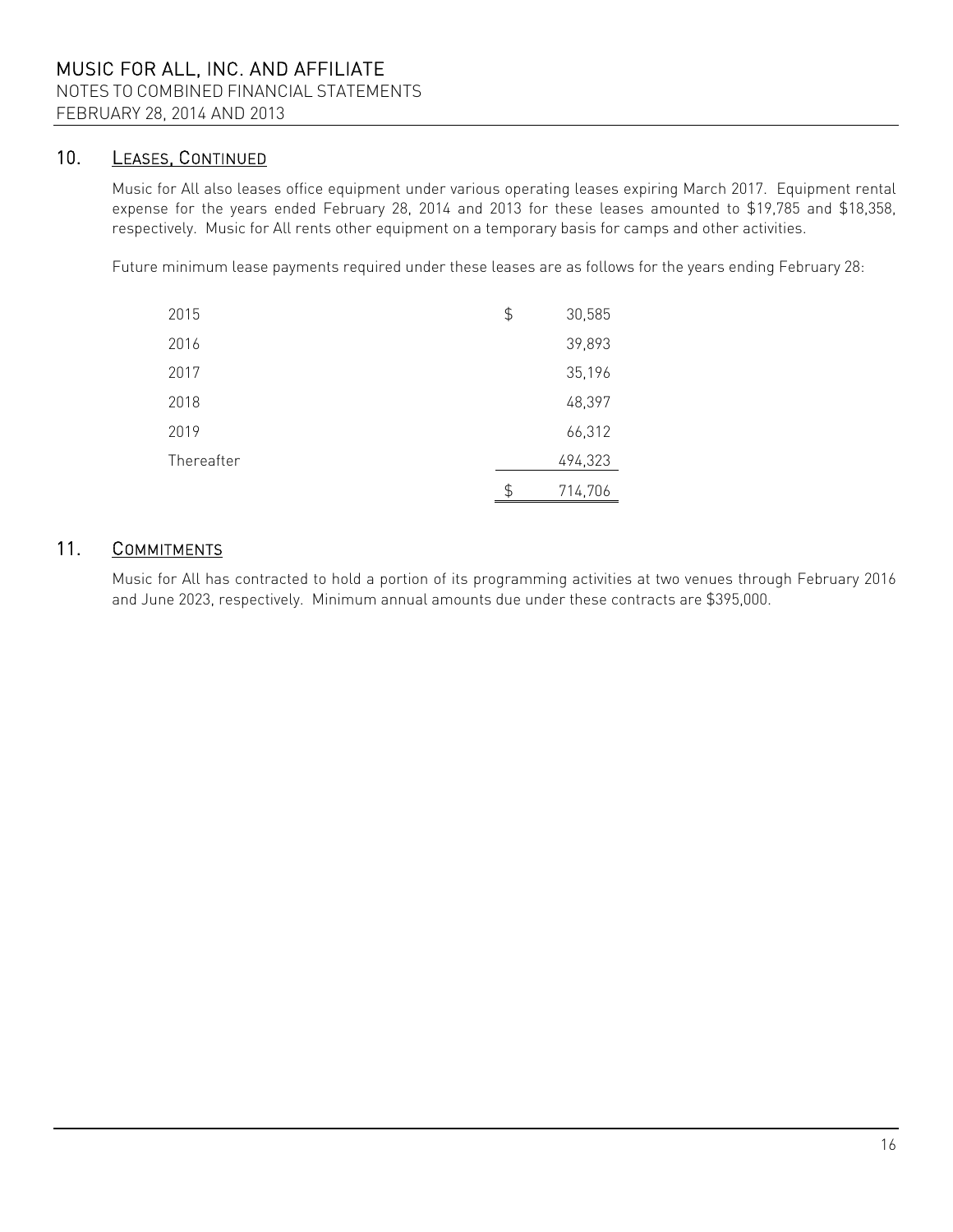## 10. LEASES, CONTINUED

Music for All also leases office equipment under various operating leases expiring March 2017. Equipment rental expense for the years ended February 28, 2014 and 2013 for these leases amounted to $19,785 and $18,358, respectively. Music for All rents other equipment on a temporary basis for camps and other activities.

Future minimum lease payments required under these leases are as follows for the years ending February 28:

| | | |
|---|---|---|
| 2015 | $ | 30,585 |
| 2016 | | 39,893 |
| 2017 | | 35,196 |
| 2018 | | 48,397 |
| 2019 | | 66,312 |
| Thereafter | | 494,323 |
| | $ | 714,706 |

## 11. COMMITMENTS

Music for All has contracted to hold a portion of its programming activities at two venues through February 2016 and June 2023, respectively. Minimum annual amounts due under these contracts are $395,000.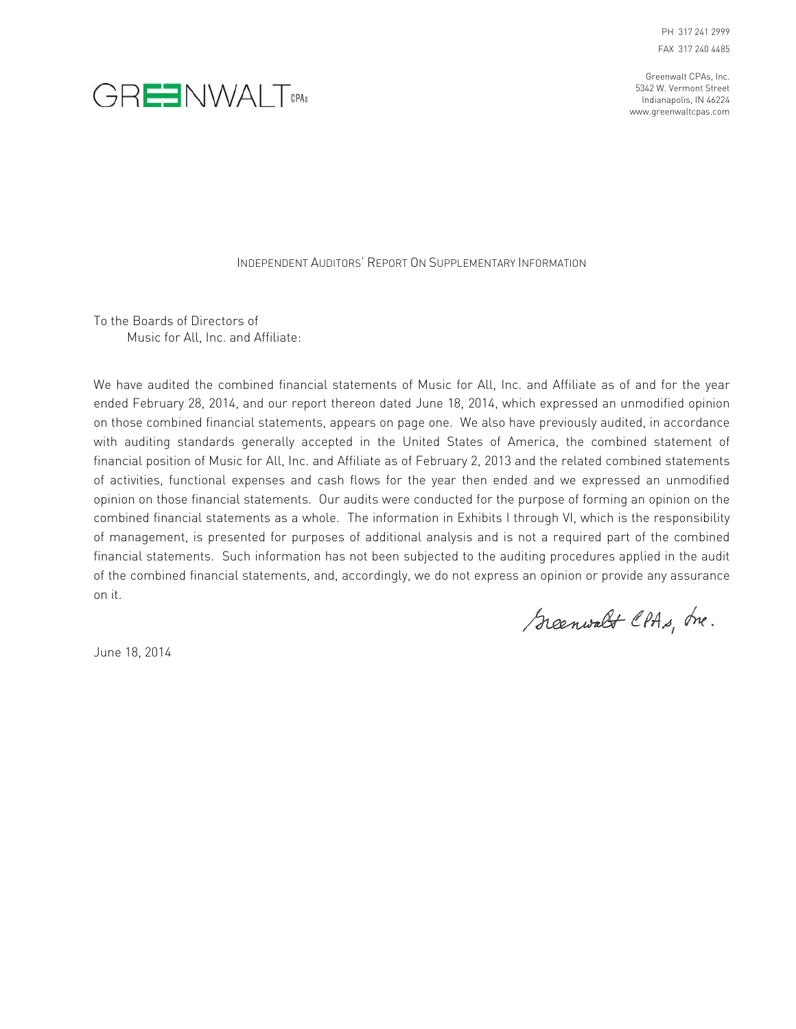PH 317 241 2999
FAX 317 240 4485

GREENWALT CPAs

Greenwalt CPAs, Inc.
5342 W. Vermont Street
Indianapolis, IN 46224
www.greenwaltcpas.com

## Independent Auditors' Report On Supplementary Information

To the Boards of Directors of
Music for All, Inc. and Affiliate:

We have audited the combined financial statements of Music for All, Inc. and Affiliate as of and for the year ended February 28, 2014, and our report thereon dated June 18, 2014, which expressed an unmodified opinion on those combined financial statements, appears on page one. We also have previously audited, in accordance with auditing standards generally accepted in the United States of America, the combined statement of financial position of Music for All, Inc. and Affiliate as of February 2, 2013 and the related combined statements of activities, functional expenses and cash flows for the year then ended and we expressed an unmodified opinion on those financial statements. Our audits were conducted for the purpose of forming an opinion on the combined financial statements as a whole. The information in Exhibits I through VI, which is the responsibility of management, is presented for purposes of additional analysis and is not a required part of the combined financial statements. Such information has not been subjected to the auditing procedures applied in the audit of the combined financial statements, and, accordingly, we do not express an opinion or provide any assurance on it.

Greenwalt CPAs, Inc.

June 18, 2014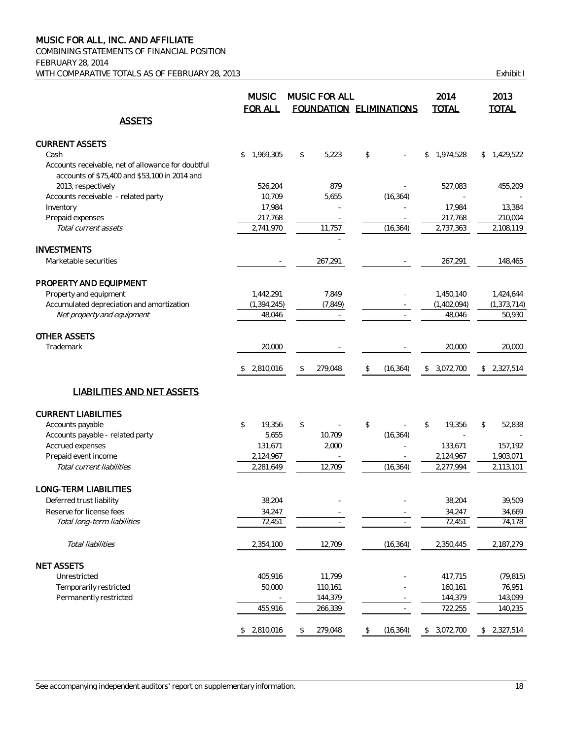# MUSIC FOR ALL, INC. AND AFFILIATE

COMBINING STATEMENTS OF FINANCIAL POSITION
FEBRUARY 28, 2014
WITH COMPARATIVE TOTALS AS OF FEBRUARY 28, 2013

Exhibit I

| | MUSIC FOR ALL | MUSIC FOR ALL FOUNDATION | ELIMINATIONS | 2014 TOTAL | 2013 TOTAL |
|---|---|---|---|---|---|
| **ASSETS** | | | | | |
| **CURRENT ASSETS** | | | | | |
| Cash | $ 1,969,305 | $ 5,223 | $ - | $ 1,974,528 | $ 1,429,522 |
| Accounts receivable, net of allowance for doubtful accounts of $75,400 and $53,100 in 2014 and 2013, respectively | 526,204 | 879 | - | 527,083 | 455,209 |
| Accounts receivable - related party | 10,709 | 5,655 | (16,364) | - | - |
| Inventory | 17,984 | - | - | 17,984 | 13,384 |
| Prepaid expenses | 217,768 | - | - | 217,768 | 210,004 |
| *Total current assets* | 2,741,970 | 11,757 | (16,364) | 2,737,363 | 2,108,119 |
| **INVESTMENTS** | | | | | |
| Marketable securities | - | 267,291 | - | 267,291 | 148,465 |
| **PROPERTY AND EQUIPMENT** | | | | | |
| Property and equipment | 1,442,291 | 7,849 | - | 1,450,140 | 1,424,644 |
| Accumulated depreciation and amortization | (1,394,245) | (7,849) | - | (1,402,094) | (1,373,714) |
| *Net property and equipment* | 48,046 | - | - | 48,046 | 50,930 |
| **OTHER ASSETS** | | | | | |
| Trademark | 20,000 | - | - | 20,000 | 20,000 |
| | $ 2,810,016 | $ 279,048 | $ (16,364) | $ 3,072,700 | $ 2,327,514 |
| **LIABILITIES AND NET ASSETS** | | | | | |
| **CURRENT LIABILITIES** | | | | | |
| Accounts payable | $ 19,356 | $ - | $ - | $ 19,356 | $ 52,838 |
| Accounts payable - related party | 5,655 | 10,709 | (16,364) | - | - |
| Accrued expenses | 131,671 | 2,000 | - | 133,671 | 157,192 |
| Prepaid event income | 2,124,967 | - | - | 2,124,967 | 1,903,071 |
| *Total current liabilities* | 2,281,649 | 12,709 | (16,364) | 2,277,994 | 2,113,101 |
| **LONG-TERM LIABILITIES** | | | | | |
| Deferred trust liability | 38,204 | - | - | 38,204 | 39,509 |
| Reserve for license fees | 34,247 | - | - | 34,247 | 34,669 |
| *Total long-term liabilities* | 72,451 | - | - | 72,451 | 74,178 |
| *Total liabilities* | 2,354,100 | 12,709 | (16,364) | 2,350,445 | 2,187,279 |
| **NET ASSETS** | | | | | |
| Unrestricted | 405,916 | 11,799 | - | 417,715 | (79,815) |
| Temporarily restricted | 50,000 | 110,161 | - | 160,161 | 76,951 |
| Permanently restricted | - | 144,379 | - | 144,379 | 143,099 |
| | 455,916 | 266,339 | - | 722,255 | 140,235 |
| | $ 2,810,016 | $ 279,048 | $ (16,364) | $ 3,072,700 | $ 2,327,514 |

See accompanying independent auditors' report on supplementary information.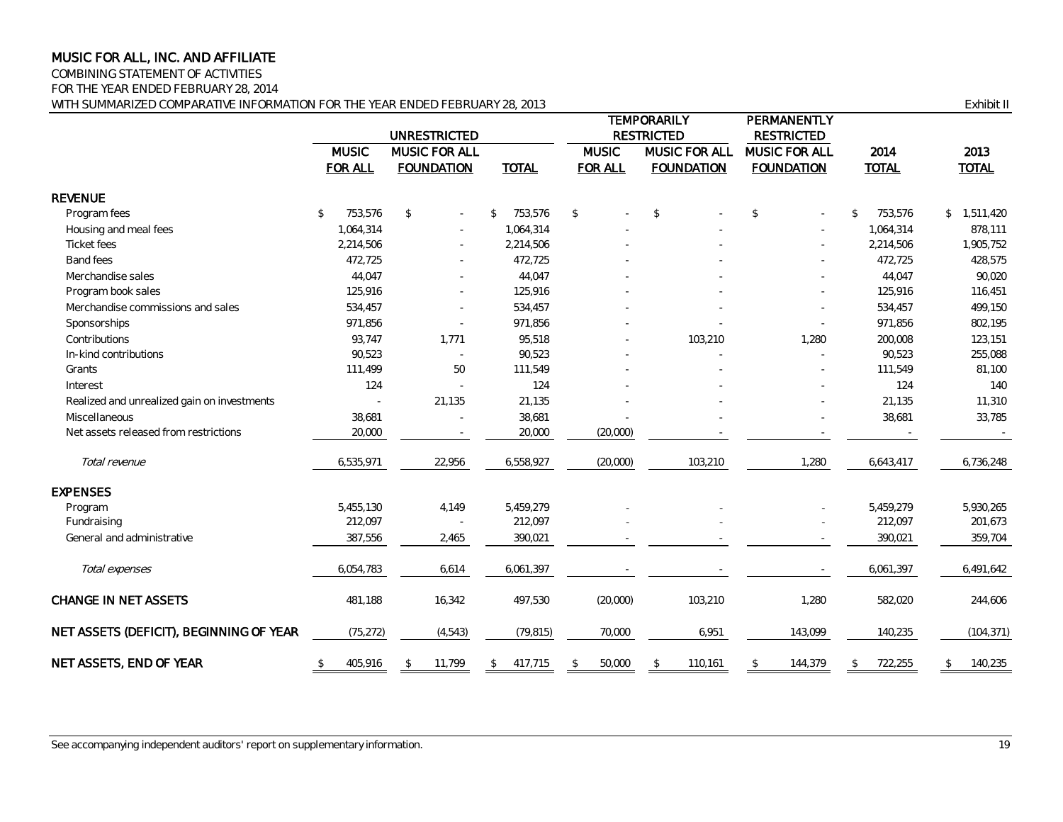# MUSIC FOR ALL, INC. AND AFFILIATE

COMBINING STATEMENT OF ACTIVITIES
FOR THE YEAR ENDED FEBRUARY 28, 2014
WITH SUMMARIZED COMPARATIVE INFORMATION FOR THE YEAR ENDED FEBRUARY 28, 2013

Exhibit II

| | UNRESTRICTED | | | TEMPORARILY RESTRICTED | | PERMANENTLY RESTRICTED | | |
|---|---|---|---|---|---|---|---|---|
| | MUSIC FOR ALL | MUSIC FOR ALL FOUNDATION | TOTAL | MUSIC FOR ALL | MUSIC FOR ALL FOUNDATION | MUSIC FOR ALL FOUNDATION | 2014 TOTAL | 2013 TOTAL |
| **REVENUE** | | | | | | | | |
| Program fees | $ 753,576 | $ - | $ 753,576 | $ - | $ - | $ - | $ 753,576 | $ 1,511,420 |
| Housing and meal fees | 1,064,314 | - | 1,064,314 | - | - | - | 1,064,314 | 878,111 |
| Ticket fees | 2,214,506 | - | 2,214,506 | - | - | - | 2,214,506 | 1,905,752 |
| Band fees | 472,725 | - | 472,725 | - | - | - | 472,725 | 428,575 |
| Merchandise sales | 44,047 | - | 44,047 | - | - | - | 44,047 | 90,020 |
| Program book sales | 125,916 | - | 125,916 | - | - | - | 125,916 | 116,451 |
| Merchandise commissions and sales | 534,457 | - | 534,457 | - | - | - | 534,457 | 499,150 |
| Sponsorships | 971,856 | - | 971,856 | - | - | - | 971,856 | 802,195 |
| Contributions | 93,747 | 1,771 | 95,518 | - | 103,210 | 1,280 | 200,008 | 123,151 |
| In-kind contributions | 90,523 | - | 90,523 | - | - | - | 90,523 | 255,088 |
| Grants | 111,499 | 50 | 111,549 | - | - | - | 111,549 | 81,100 |
| Interest | 124 | - | 124 | - | - | - | 124 | 140 |
| Realized and unrealized gain on investments | - | 21,135 | 21,135 | - | - | - | 21,135 | 11,310 |
| Miscellaneous | 38,681 | - | 38,681 | - | - | - | 38,681 | 33,785 |
| Net assets released from restrictions | 20,000 | - | 20,000 | (20,000) | - | - | - | - |
| *Total revenue* | 6,535,971 | 22,956 | 6,558,927 | (20,000) | 103,210 | 1,280 | 6,643,417 | 6,736,248 |
| **EXPENSES** | | | | | | | | |
| Program | 5,455,130 | 4,149 | 5,459,279 | - | - | - | 5,459,279 | 5,930,265 |
| Fundraising | 212,097 | - | 212,097 | - | - | - | 212,097 | 201,673 |
| General and administrative | 387,556 | 2,465 | 390,021 | - | - | - | 390,021 | 359,704 |
| *Total expenses* | 6,054,783 | 6,614 | 6,061,397 | - | - | - | 6,061,397 | 6,491,642 |
| **CHANGE IN NET ASSETS** | 481,188 | 16,342 | 497,530 | (20,000) | 103,210 | 1,280 | 582,020 | 244,606 |
| **NET ASSETS (DEFICIT), BEGINNING OF YEAR** | (75,272) | (4,543) | (79,815) | 70,000 | 6,951 | 143,099 | 140,235 | (104,371) |
| **NET ASSETS, END OF YEAR** | $ 405,916 | $ 11,799 | $ 417,715 | $ 50,000 | $ 110,161 | $ 144,379 | $ 722,255 | $ 140,235 |

See accompanying independent auditors' report on supplementary information.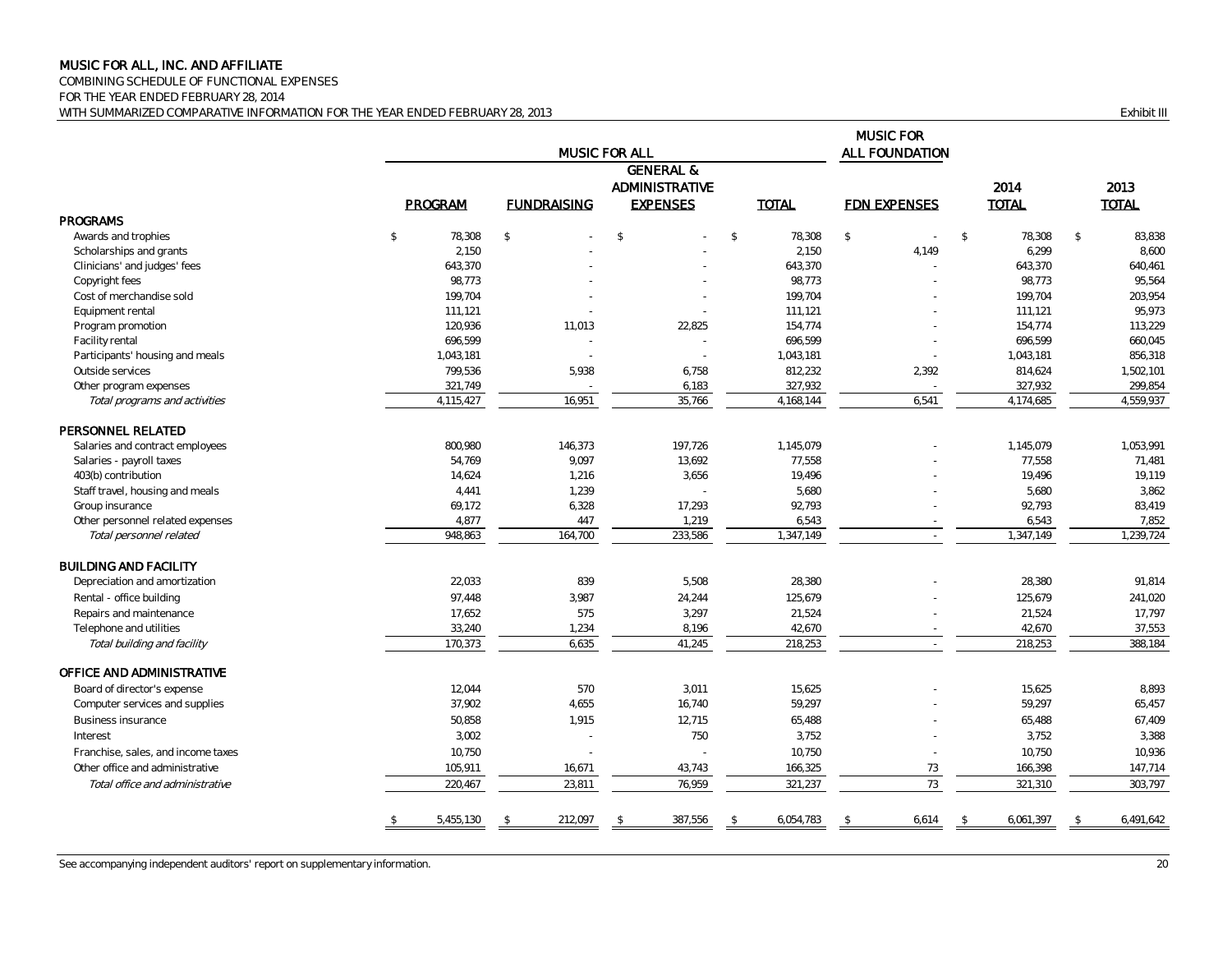# MUSIC FOR ALL, INC. AND AFFILIATE

COMBINING SCHEDULE OF FUNCTIONAL EXPENSES
FOR THE YEAR ENDED FEBRUARY 28, 2014
WITH SUMMARIZED COMPARATIVE INFORMATION FOR THE YEAR ENDED FEBRUARY 28, 2013

Exhibit III

| | MUSIC FOR ALL | | | | MUSIC FOR ALL FOUNDATION | | |
|---|---|---|---|---|---|---|---|
| | PROGRAM | FUNDRAISING | GENERAL & ADMINISTRATIVE EXPENSES | TOTAL | FDN EXPENSES | 2014 TOTAL | 2013 TOTAL |
| **PROGRAMS** | | | | | | | |
| Awards and trophies | $ 78,308 | $ - | $ - | $ 78,308 | $ - | $ 78,308 | $ 83,838 |
| Scholarships and grants | 2,150 | - | - | 2,150 | 4,149 | 6,299 | 8,600 |
| Clinicians' and judges' fees | 643,370 | - | - | 643,370 | - | 643,370 | 640,461 |
| Copyright fees | 98,773 | - | - | 98,773 | - | 98,773 | 95,564 |
| Cost of merchandise sold | 199,704 | - | - | 199,704 | - | 199,704 | 203,954 |
| Equipment rental | 111,121 | - | - | 111,121 | - | 111,121 | 95,973 |
| Program promotion | 120,936 | 11,013 | 22,825 | 154,774 | - | 154,774 | 113,229 |
| Facility rental | 696,599 | - | - | 696,599 | - | 696,599 | 660,045 |
| Participants' housing and meals | 1,043,181 | - | - | 1,043,181 | - | 1,043,181 | 856,318 |
| Outside services | 799,536 | 5,938 | 6,758 | 812,232 | 2,392 | 814,624 | 1,502,101 |
| Other program expenses | 321,749 | - | 6,183 | 327,932 | - | 327,932 | 299,854 |
| *Total programs and activities* | 4,115,427 | 16,951 | 35,766 | 4,168,144 | 6,541 | 4,174,685 | 4,559,937 |
| **PERSONNEL RELATED** | | | | | | | |
| Salaries and contract employees | 800,980 | 146,373 | 197,726 | 1,145,079 | - | 1,145,079 | 1,053,991 |
| Salaries - payroll taxes | 54,769 | 9,097 | 13,692 | 77,558 | - | 77,558 | 71,481 |
| 403(b) contribution | 14,624 | 1,216 | 3,656 | 19,496 | - | 19,496 | 19,119 |
| Staff travel, housing and meals | 4,441 | 1,239 | - | 5,680 | - | 5,680 | 3,862 |
| Group insurance | 69,172 | 6,328 | 17,293 | 92,793 | - | 92,793 | 83,419 |
| Other personnel related expenses | 4,877 | 447 | 1,219 | 6,543 | - | 6,543 | 7,852 |
| *Total personnel related* | 948,863 | 164,700 | 233,586 | 1,347,149 | - | 1,347,149 | 1,239,724 |
| **BUILDING AND FACILITY** | | | | | | | |
| Depreciation and amortization | 22,033 | 839 | 5,508 | 28,380 | - | 28,380 | 91,814 |
| Rental - office building | 97,448 | 3,987 | 24,244 | 125,679 | - | 125,679 | 241,020 |
| Repairs and maintenance | 17,652 | 575 | 3,297 | 21,524 | - | 21,524 | 17,797 |
| Telephone and utilities | 33,240 | 1,234 | 8,196 | 42,670 | - | 42,670 | 37,553 |
| *Total building and facility* | 170,373 | 6,635 | 41,245 | 218,253 | - | 218,253 | 388,184 |
| **OFFICE AND ADMINISTRATIVE** | | | | | | | |
| Board of director's expense | 12,044 | 570 | 3,011 | 15,625 | - | 15,625 | 8,893 |
| Computer services and supplies | 37,902 | 4,655 | 16,740 | 59,297 | - | 59,297 | 65,457 |
| Business insurance | 50,858 | 1,915 | 12,715 | 65,488 | - | 65,488 | 67,409 |
| Interest | 3,002 | - | 750 | 3,752 | - | 3,752 | 3,388 |
| Franchise, sales, and income taxes | 10,750 | - | - | 10,750 | - | 10,750 | 10,936 |
| Other office and administrative | 105,911 | 16,671 | 43,743 | 166,325 | 73 | 166,398 | 147,714 |
| *Total office and administrative* | 220,467 | 23,811 | 76,959 | 321,237 | 73 | 321,310 | 303,797 |
| | $ 5,455,130 | $ 212,097 | $ 387,556 | $ 6,054,783 | $ 6,614 | $ 6,061,397 | $ 6,491,642 |

See accompanying independent auditors' report on supplementary information.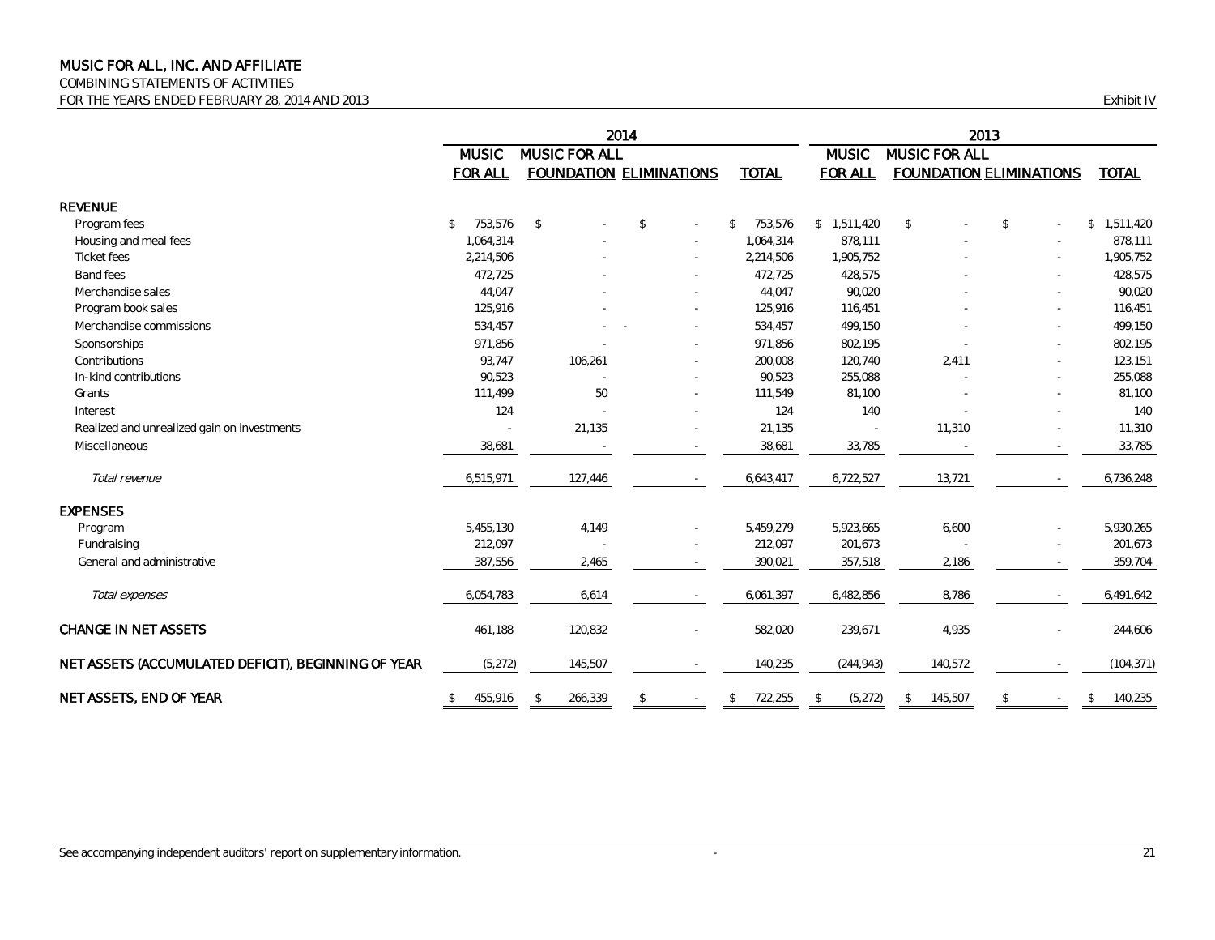# MUSIC FOR ALL, INC. AND AFFILIATE

COMBINING STATEMENTS OF ACTIVITIES

FOR THE YEARS ENDED FEBRUARY 28, 2014 AND 2013

Exhibit IV

| | 2014 | | | | 2013 | | | |
|---|---|---|---|---|---|---|---|---|
| | MUSIC FOR ALL | MUSIC FOR ALL FOUNDATION | ELIMINATIONS | TOTAL | MUSIC FOR ALL | MUSIC FOR ALL FOUNDATION | ELIMINATIONS | TOTAL |
| **REVENUE** | | | | | | | | |
| Program fees | $ 753,576 | $ - | $ - | $ 753,576 | $ 1,511,420 | $ - | $ - | $ 1,511,420 |
| Housing and meal fees | 1,064,314 | - | - | 1,064,314 | 878,111 | - | - | 878,111 |
| Ticket fees | 2,214,506 | - | - | 2,214,506 | 1,905,752 | - | - | 1,905,752 |
| Band fees | 472,725 | - | - | 472,725 | 428,575 | - | - | 428,575 |
| Merchandise sales | 44,047 | - | - | 44,047 | 90,020 | - | - | 90,020 |
| Program book sales | 125,916 | - | - | 125,916 | 116,451 | - | - | 116,451 |
| Merchandise commissions | 534,457 | - - | - | 534,457 | 499,150 | - | - | 499,150 |
| Sponsorships | 971,856 | - | - | 971,856 | 802,195 | - | - | 802,195 |
| Contributions | 93,747 | 106,261 | - | 200,008 | 120,740 | 2,411 | - | 123,151 |
| In-kind contributions | 90,523 | - | - | 90,523 | 255,088 | - | - | 255,088 |
| Grants | 111,499 | 50 | - | 111,549 | 81,100 | - | - | 81,100 |
| Interest | 124 | - | - | 124 | 140 | - | - | 140 |
| Realized and unrealized gain on investments | - | 21,135 | - | 21,135 | - | 11,310 | - | 11,310 |
| Miscellaneous | 38,681 | - | - | 38,681 | 33,785 | - | - | 33,785 |
| *Total revenue* | 6,515,971 | 127,446 | - | 6,643,417 | 6,722,527 | 13,721 | - | 6,736,248 |
| **EXPENSES** | | | | | | | | |
| Program | 5,455,130 | 4,149 | - | 5,459,279 | 5,923,665 | 6,600 | - | 5,930,265 |
| Fundraising | 212,097 | - | - | 212,097 | 201,673 | - | - | 201,673 |
| General and administrative | 387,556 | 2,465 | - | 390,021 | 357,518 | 2,186 | - | 359,704 |
| *Total expenses* | 6,054,783 | 6,614 | - | 6,061,397 | 6,482,856 | 8,786 | - | 6,491,642 |
| **CHANGE IN NET ASSETS** | 461,188 | 120,832 | - | 582,020 | 239,671 | 4,935 | - | 244,606 |
| **NET ASSETS (ACCUMULATED DEFICIT), BEGINNING OF YEAR** | (5,272) | 145,507 | - | 140,235 | (244,943) | 140,572 | - | (104,371) |
| **NET ASSETS, END OF YEAR** | $ 455,916 | $ 266,339 | $ - | $ 722,255 | $ (5,272) | $ 145,507 | $ - | $ 140,235 |

See accompanying independent auditors' report on supplementary information.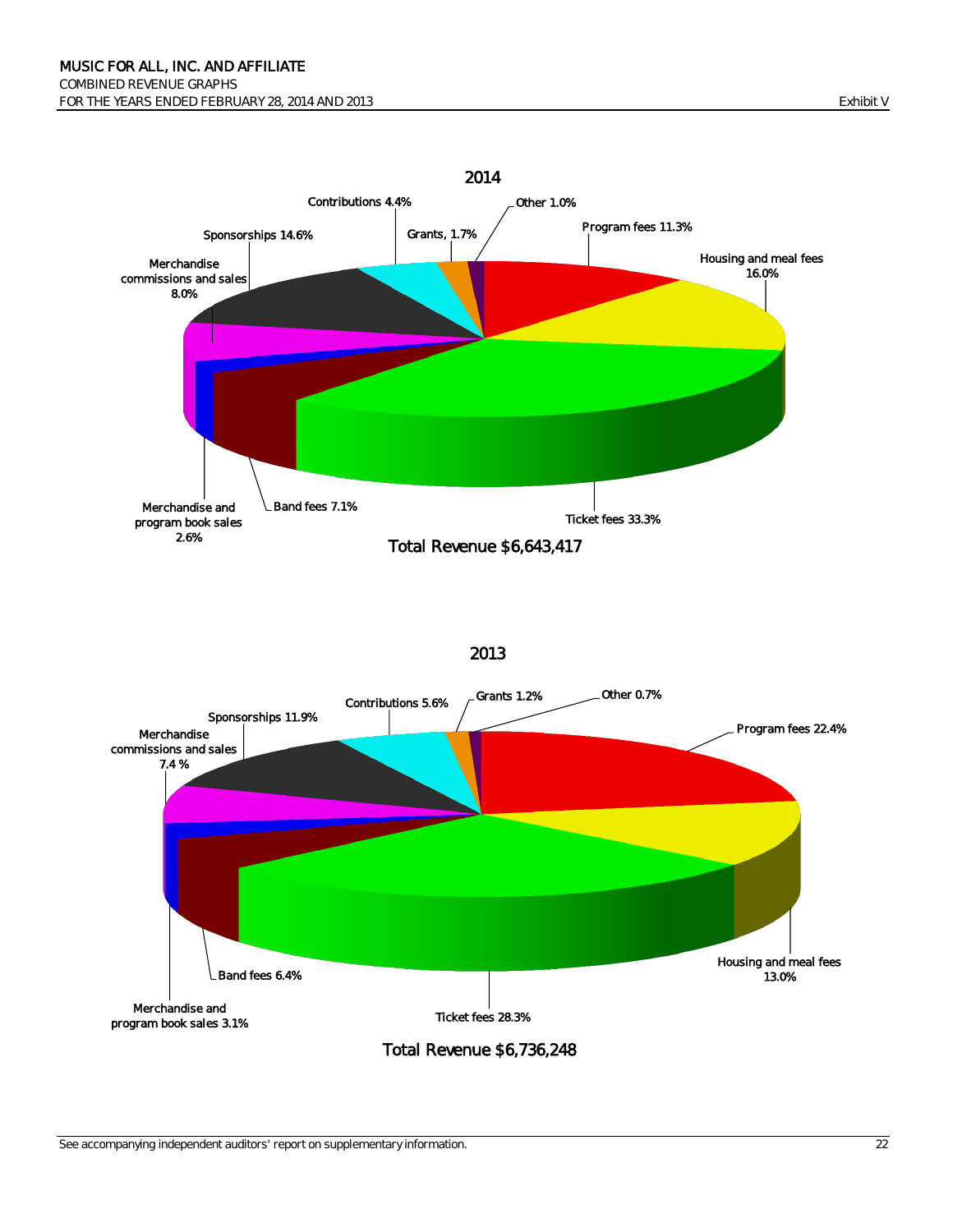MUSIC FOR ALL, INC. AND AFFILIATE
COMBINED REVENUE GRAPHS
FOR THE YEARS ENDED FEBRUARY 28, 2014 AND 2013

Exhibit V

## 2014

| Revenue Source | Percentage |
|---|---|
| Program fees | 11.3% |
| Housing and meal fees | 16.0% |
| Ticket fees | 33.3% |
| Band fees | 7.1% |
| Merchandise and program book sales | 2.6% |
| Merchandise commissions and sales | 8.0% |
| Sponsorships | 14.6% |
| Contributions | 4.4% |
| Grants | 1.7% |
| Other | 1.0% |

Total Revenue $6,643,417

## 2013

| Revenue Source | Percentage |
|---|---|
| Program fees | 22.4% |
| Housing and meal fees | 13.0% |
| Ticket fees | 28.3% |
| Band fees | 6.4% |
| Merchandise and program book sales | 3.1% |
| Merchandise commissions and sales | 7.4 % |
| Sponsorships | 11.9% |
| Contributions | 5.6% |
| Grants | 1.2% |
| Other | 0.7% |

Total Revenue $6,736,248

See accompanying independent auditors' report on supplementary information.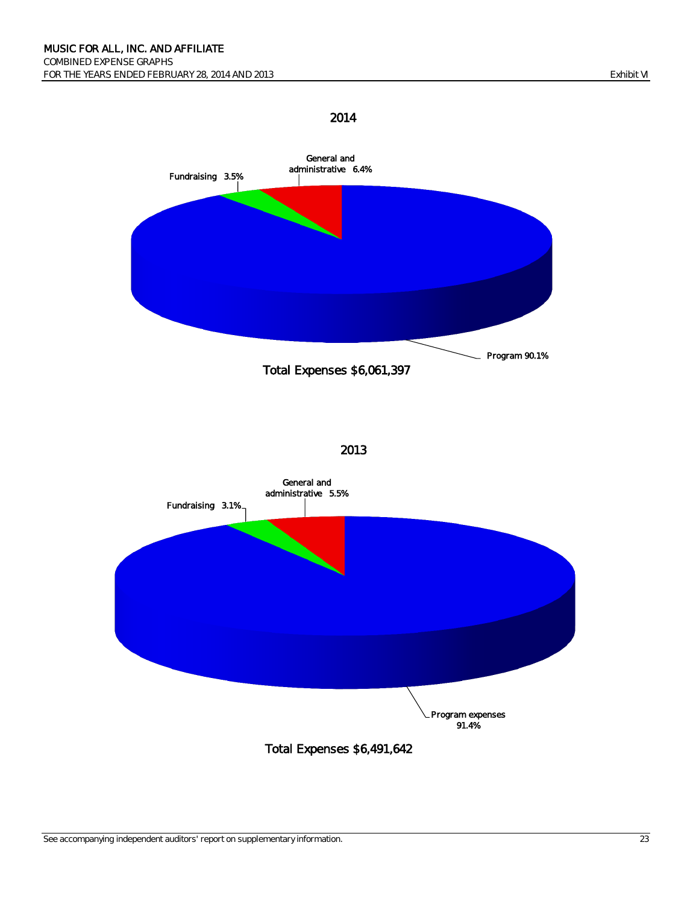MUSIC FOR ALL, INC. AND AFFILIATE
COMBINED EXPENSE GRAPHS
FOR THE YEARS ENDED FEBRUARY 28, 2014 AND 2013

Exhibit VI

## 2014

General and administrative 6.4%

Fundraising 3.5%

Program 90.1%

Total Expenses $6,061,397

## 2013

General and administrative 5.5%

Fundraising 3.1%

Program expenses 91.4%

Total Expenses $6,491,642

See accompanying independent auditors' report on supplementary information.